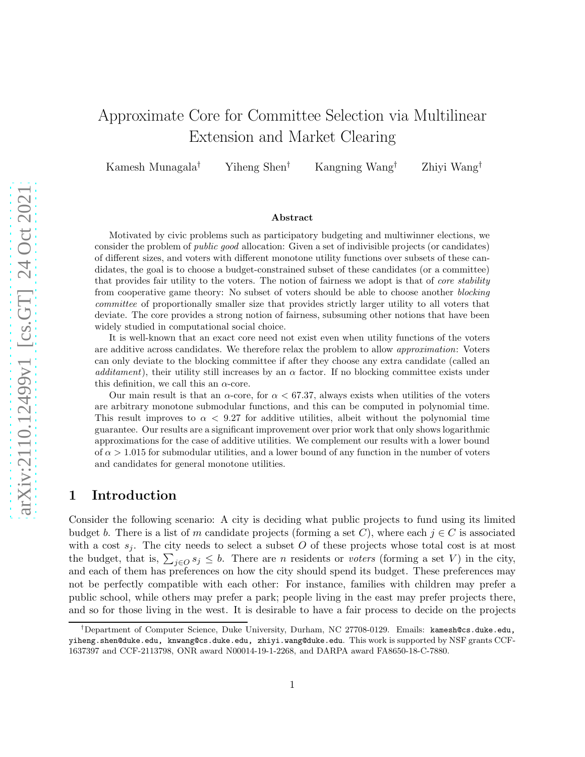# Approximate Core for Committee Selection via Multilinear Extension and Market Clearing

Kamesh Munagala[†] Yiheng Shen[†] Kangning Wang[†] Zhiyi Wang[†]

### Abstract

Motivated by civic problems such as participatory budgeting and multiwinner elections, we consider the problem of *public good* allocation: Given a set of indivisible projects (or candidates) of different sizes, and voters with different monotone utility functions over subsets of these candidates, the goal is to choose a budget-constrained subset of these candidates (or a committee) that provides fair utility to the voters. The notion of fairness we adopt is that of *core stability* from cooperative game theory: No subset of voters should be able to choose another *blocking committee* of proportionally smaller size that provides strictly larger utility to all voters that deviate. The core provides a strong notion of fairness, subsuming other notions that have been widely studied in computational social choice.

It is well-known that an exact core need not exist even when utility functions of the voters are additive across candidates. We therefore relax the problem to allow *approximation*: Voters can only deviate to the blocking committee if after they choose any extra candidate (called an *additament*), their utility still increases by an $\alpha$ factor. If no blocking committee exists under this definition, we call this an $\alpha$-core.

Our main result is that an $\alpha$-core, for $\alpha < 67.37$, always exists when utilities of the voters are arbitrary monotone submodular functions, and this can be computed in polynomial time. This result improves to $\alpha < 9.27$ for additive utilities, albeit without the polynomial time guarantee. Our results are a significant improvement over prior work that only shows logarithmic approximations for the case of additive utilities. We complement our results with a lower bound of $\alpha > 1.015$ for submodular utilities, and a lower bound of any function in the number of voters and candidates for general monotone utilities.

## 1 Introduction

Consider the following scenario: A city is deciding what public projects to fund using its limited budget $b$. There is a list of $m$ candidate projects (forming a set $C$), where each $j \in C$ is associated with a cost $s_j$. The city needs to select a subset $O$ of these projects whose total cost is at most the budget, that is, $\sum_{j \in O} s_j \leq b$. There are $n$ residents or *voters* (forming a set $V$) in the city, and each of them has preferences on how the city should spend its budget. These preferences may not be perfectly compatible with each other: For instance, families with children may prefer a public school, while others may prefer a park; people living in the east may prefer projects there, and so for those living in the west. It is desirable to have a fair process to decide on the projects

[†]Department of Computer Science, Duke University, Durham, NC 27708-0129. Emails: kamesh@cs.duke.edu, yiheng.shen@duke.edu, knwang@cs.duke.edu, zhiyi.wang@duke.edu. This work is supported by NSF grants CCF-1637397 and CCF-2113798, ONR award N00014-19-1-2268, and DARPA award FA8650-18-C-7880.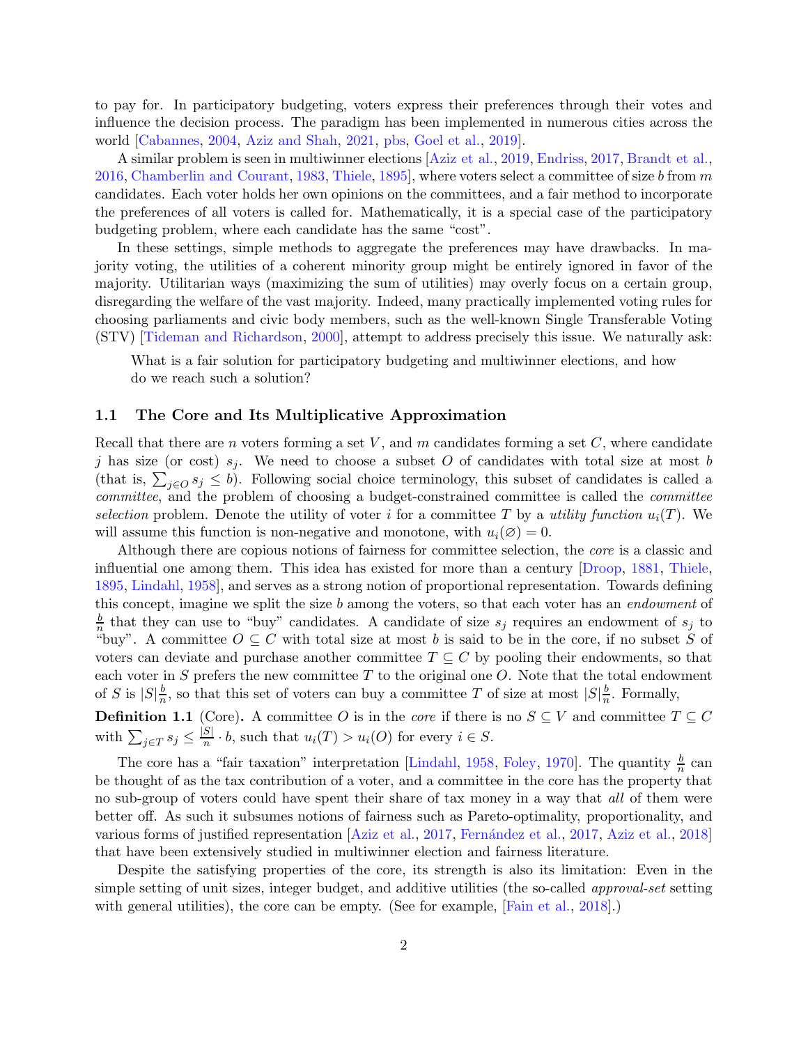to pay for. In participatory budgeting, voters express their preferences through their votes and influence the decision process. The paradigm has been implemented in numerous cities across the world [Cabannes, 2004, Aziz and Shah, 2021, pbs, Goel et al., 2019].

A similar problem is seen in multiwinner elections [Aziz et al., 2019, Endriss, 2017, Brandt et al., 2016, Chamberlin and Courant, 1983, Thiele, 1895], where voters select a committee of size $b$ from $m$ candidates. Each voter holds her own opinions on the committees, and a fair method to incorporate the preferences of all voters is called for. Mathematically, it is a special case of the participatory budgeting problem, where each candidate has the same "cost".

In these settings, simple methods to aggregate the preferences may have drawbacks. In majority voting, the utilities of a coherent minority group might be entirely ignored in favor of the majority. Utilitarian ways (maximizing the sum of utilities) may overly focus on a certain group, disregarding the welfare of the vast majority. Indeed, many practically implemented voting rules for choosing parliaments and civic body members, such as the well-known Single Transferable Voting (STV) [Tideman and Richardson, 2000], attempt to address precisely this issue. We naturally ask:

> What is a fair solution for participatory budgeting and multiwinner elections, and how do we reach such a solution?

### 1.1 The Core and Its Multiplicative Approximation

Recall that there are $n$ voters forming a set $V$, and $m$ candidates forming a set $C$, where candidate $j$ has size (or cost) $s_j$. We need to choose a subset $O$ of candidates with total size at most $b$ (that is, $\sum_{j \in O} s_j \leq b$). Following social choice terminology, this subset of candidates is called a *committee*, and the problem of choosing a budget-constrained committee is called the *committee selection* problem. Denote the utility of voter $i$ for a committee $T$ by a *utility function* $u_i(T)$. We will assume this function is non-negative and monotone, with $u_i(\varnothing) = 0$.

Although there are copious notions of fairness for committee selection, the *core* is a classic and influential one among them. This idea has existed for more than a century [Droop, 1881, Thiele, 1895, Lindahl, 1958], and serves as a strong notion of proportional representation. Towards defining this concept, imagine we split the size $b$ among the voters, so that each voter has an *endowment* of $\frac{b}{n}$ that they can use to "buy" candidates. A candidate of size $s_j$ requires an endowment of $s_j$ to "buy". A committee $O \subseteq C$ with total size at most $b$ is said to be in the core, if no subset $S$ of voters can deviate and purchase another committee $T \subseteq C$ by pooling their endowments, so that each voter in $S$ prefers the new committee $T$ to the original one $O$. Note that the total endowment of $S$ is $|S|\frac{b}{n}$, so that this set of voters can buy a committee $T$ of size at most $|S|\frac{b}{n}$. Formally,

**Definition 1.1** (Core)**.** A committee $O$ is in the *core* if there is no $S \subseteq V$ and committee $T \subseteq C$ with $\sum_{j \in T} s_j \leq \frac{|S|}{n} \cdot b$, such that $u_i(T) > u_i(O)$ for every $i \in S$.

The core has a "fair taxation" interpretation [Lindahl, 1958, Foley, 1970]. The quantity $\frac{b}{n}$ can be thought of as the tax contribution of a voter, and a committee in the core has the property that no sub-group of voters could have spent their share of tax money in a way that *all* of them were better off. As such it subsumes notions of fairness such as Pareto-optimality, proportionality, and various forms of justified representation [Aziz et al., 2017, Fernández et al., 2017, Aziz et al., 2018] that have been extensively studied in multiwinner election and fairness literature.

Despite the satisfying properties of the core, its strength is also its limitation: Even in the simple setting of unit sizes, integer budget, and additive utilities (the so-called *approval-set* setting with general utilities), the core can be empty. (See for example, [Fain et al., 2018].)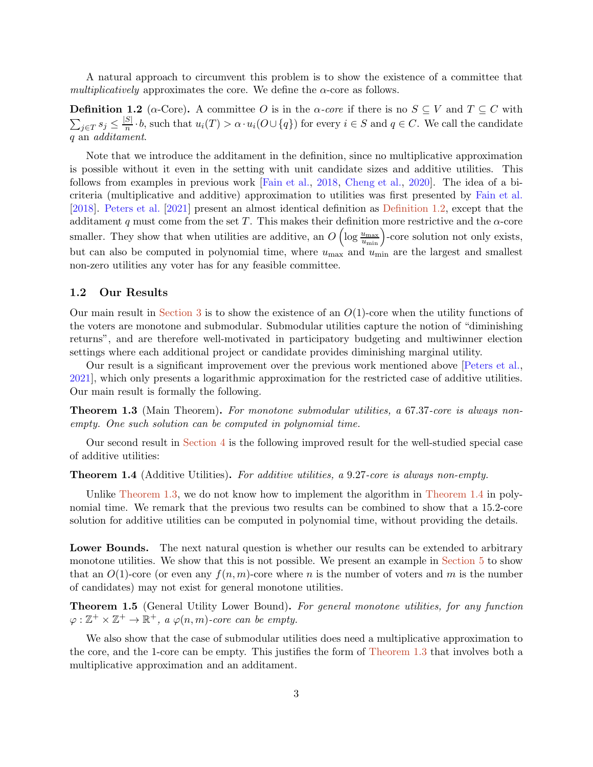A natural approach to circumvent this problem is to show the existence of a committee that *multiplicatively* approximates the core. We define the $\alpha$-core as follows.

**Definition 1.2** ($\alpha$-Core)**.** A committee $O$ is in the *$\alpha$-core* if there is no $S \subseteq V$ and $T \subseteq C$ with $\sum_{j \in T} s_j \leq \frac{|S|}{n} \cdot b$, such that $u_i(T) > \alpha \cdot u_i(O \cup \{q\})$ for every $i \in S$ and $q \in C$. We call the candidate $q$ an *additament*.

Note that we introduce the additament in the definition, since no multiplicative approximation is possible without it even in the setting with unit candidate sizes and additive utilities. This follows from examples in previous work [Fain et al., 2018, Cheng et al., 2020]. The idea of a bi-criteria (multiplicative and additive) approximation to utilities was first presented by Fain et al. [2018]. Peters et al. [2021] present an almost identical definition as Definition 1.2, except that the additament $q$ must come from the set $T$. This makes their definition more restrictive and the $\alpha$-core smaller. They show that when utilities are additive, an $O\left(\log \frac{u_{\max}}{u_{\min}}\right)$-core solution not only exists, but can also be computed in polynomial time, where $u_{\max}$ and $u_{\min}$ are the largest and smallest non-zero utilities any voter has for any feasible committee.

## 1.2 Our Results

Our main result in Section 3 is to show the existence of an $O(1)$-core when the utility functions of the voters are monotone and submodular. Submodular utilities capture the notion of "diminishing returns", and are therefore well-motivated in participatory budgeting and multiwinner election settings where each additional project or candidate provides diminishing marginal utility.

Our result is a significant improvement over the previous work mentioned above [Peters et al., 2021], which only presents a logarithmic approximation for the restricted case of additive utilities. Our main result is formally the following.

**Theorem 1.3** (Main Theorem)**.** *For monotone submodular utilities, a 67.37-core is always non-empty. One such solution can be computed in polynomial time.*

Our second result in Section 4 is the following improved result for the well-studied special case of additive utilities:

**Theorem 1.4** (Additive Utilities)**.** *For additive utilities, a 9.27-core is always non-empty.*

Unlike Theorem 1.3, we do not know how to implement the algorithm in Theorem 1.4 in polynomial time. We remark that the previous two results can be combined to show that a 15.2-core solution for additive utilities can be computed in polynomial time, without providing the details.

**Lower Bounds.** The next natural question is whether our results can be extended to arbitrary monotone utilities. We show that this is not possible. We present an example in Section 5 to show that an $O(1)$-core (or even any $f(n, m)$-core where $n$ is the number of voters and $m$ is the number of candidates) may not exist for general monotone utilities.

**Theorem 1.5** (General Utility Lower Bound)**.** *For general monotone utilities, for any function $\varphi : \mathbb{Z}^+ \times \mathbb{Z}^+ \to \mathbb{R}^+$, a $\varphi(n, m)$-core can be empty.*

We also show that the case of submodular utilities does need a multiplicative approximation to the core, and the 1-core can be empty. This justifies the form of Theorem 1.3 that involves both a multiplicative approximation and an additament.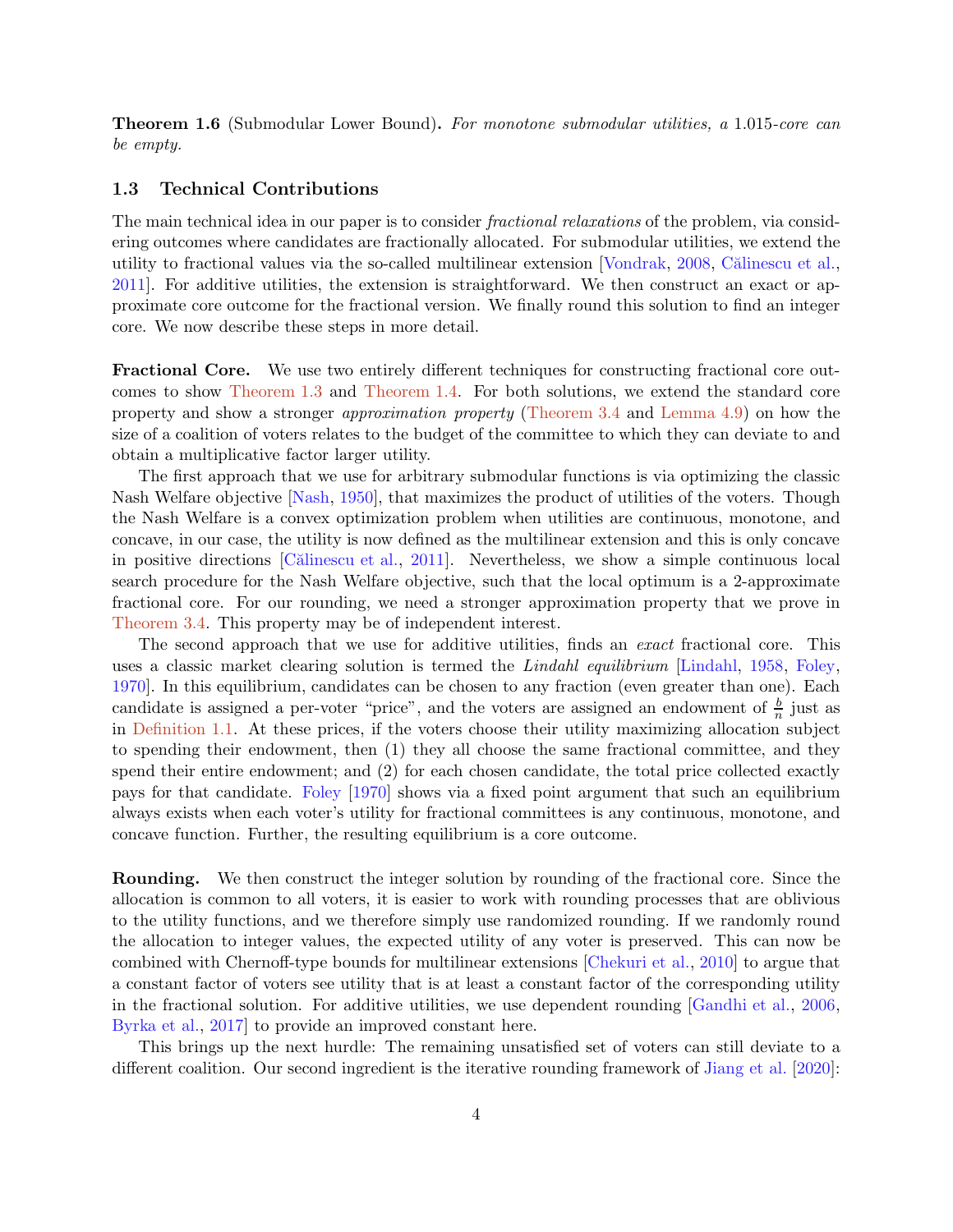**Theorem 1.6** (Submodular Lower Bound)**.** *For monotone submodular utilities, a* 1.015*-core can be empty.*

## 1.3 Technical Contributions

The main technical idea in our paper is to consider *fractional relaxations* of the problem, via considering outcomes where candidates are fractionally allocated. For submodular utilities, we extend the utility to fractional values via the so-called multilinear extension [Vondrak, 2008, Călinescu et al., 2011]. For additive utilities, the extension is straightforward. We then construct an exact or approximate core outcome for the fractional version. We finally round this solution to find an integer core. We now describe these steps in more detail.

**Fractional Core.** We use two entirely different techniques for constructing fractional core outcomes to show Theorem 1.3 and Theorem 1.4. For both solutions, we extend the standard core property and show a stronger *approximation property* (Theorem 3.4 and Lemma 4.9) on how the size of a coalition of voters relates to the budget of the committee to which they can deviate to and obtain a multiplicative factor larger utility.

The first approach that we use for arbitrary submodular functions is via optimizing the classic Nash Welfare objective [Nash, 1950], that maximizes the product of utilities of the voters. Though the Nash Welfare is a convex optimization problem when utilities are continuous, monotone, and concave, in our case, the utility is now defined as the multilinear extension and this is only concave in positive directions [Călinescu et al., 2011]. Nevertheless, we show a simple continuous local search procedure for the Nash Welfare objective, such that the local optimum is a 2-approximate fractional core. For our rounding, we need a stronger approximation property that we prove in Theorem 3.4. This property may be of independent interest.

The second approach that we use for additive utilities, finds an *exact* fractional core. This uses a classic market clearing solution is termed the *Lindahl equilibrium* [Lindahl, 1958, Foley, 1970]. In this equilibrium, candidates can be chosen to any fraction (even greater than one). Each candidate is assigned a per-voter "price", and the voters are assigned an endowment of $\frac{b}{n}$ just as in Definition 1.1. At these prices, if the voters choose their utility maximizing allocation subject to spending their endowment, then (1) they all choose the same fractional committee, and they spend their entire endowment; and (2) for each chosen candidate, the total price collected exactly pays for that candidate. Foley [1970] shows via a fixed point argument that such an equilibrium always exists when each voter's utility for fractional committees is any continuous, monotone, and concave function. Further, the resulting equilibrium is a core outcome.

**Rounding.** We then construct the integer solution by rounding of the fractional core. Since the allocation is common to all voters, it is easier to work with rounding processes that are oblivious to the utility functions, and we therefore simply use randomized rounding. If we randomly round the allocation to integer values, the expected utility of any voter is preserved. This can now be combined with Chernoff-type bounds for multilinear extensions [Chekuri et al., 2010] to argue that a constant factor of voters see utility that is at least a constant factor of the corresponding utility in the fractional solution. For additive utilities, we use dependent rounding [Gandhi et al., 2006, Byrka et al., 2017] to provide an improved constant here.

This brings up the next hurdle: The remaining unsatisfied set of voters can still deviate to a different coalition. Our second ingredient is the iterative rounding framework of Jiang et al. [2020]: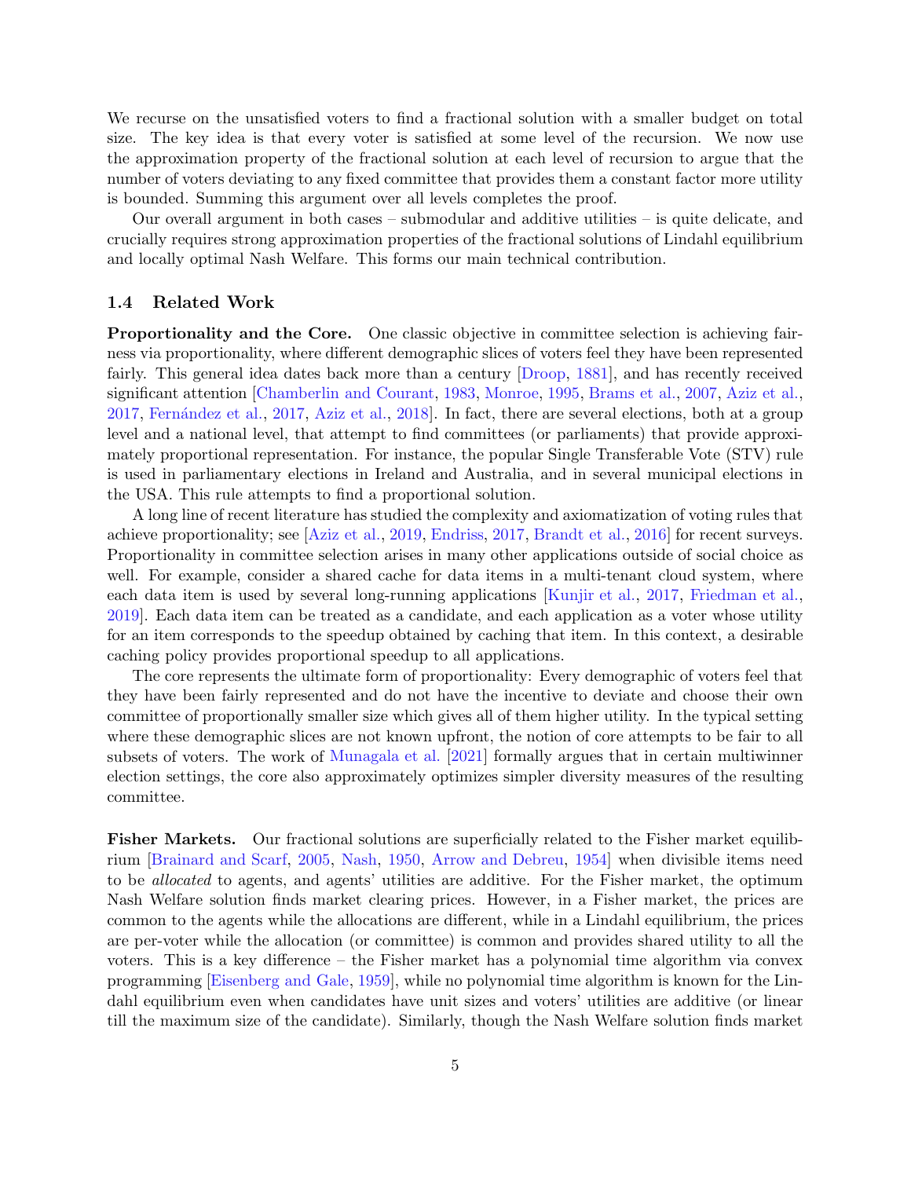We recurse on the unsatisfied voters to find a fractional solution with a smaller budget on total size. The key idea is that every voter is satisfied at some level of the recursion. We now use the approximation property of the fractional solution at each level of recursion to argue that the number of voters deviating to any fixed committee that provides them a constant factor more utility is bounded. Summing this argument over all levels completes the proof.

Our overall argument in both cases – submodular and additive utilities – is quite delicate, and crucially requires strong approximation properties of the fractional solutions of Lindahl equilibrium and locally optimal Nash Welfare. This forms our main technical contribution.

### 1.4 Related Work

**Proportionality and the Core.** One classic objective in committee selection is achieving fairness via proportionality, where different demographic slices of voters feel they have been represented fairly. This general idea dates back more than a century [Droop, 1881], and has recently received significant attention [Chamberlin and Courant, 1983, Monroe, 1995, Brams et al., 2007, Aziz et al., 2017, Fernández et al., 2017, Aziz et al., 2018]. In fact, there are several elections, both at a group level and a national level, that attempt to find committees (or parliaments) that provide approximately proportional representation. For instance, the popular Single Transferable Vote (STV) rule is used in parliamentary elections in Ireland and Australia, and in several municipal elections in the USA. This rule attempts to find a proportional solution.

A long line of recent literature has studied the complexity and axiomatization of voting rules that achieve proportionality; see [Aziz et al., 2019, Endriss, 2017, Brandt et al., 2016] for recent surveys. Proportionality in committee selection arises in many other applications outside of social choice as well. For example, consider a shared cache for data items in a multi-tenant cloud system, where each data item is used by several long-running applications [Kunjir et al., 2017, Friedman et al., 2019]. Each data item can be treated as a candidate, and each application as a voter whose utility for an item corresponds to the speedup obtained by caching that item. In this context, a desirable caching policy provides proportional speedup to all applications.

The core represents the ultimate form of proportionality: Every demographic of voters feel that they have been fairly represented and do not have the incentive to deviate and choose their own committee of proportionally smaller size which gives all of them higher utility. In the typical setting where these demographic slices are not known upfront, the notion of core attempts to be fair to all subsets of voters. The work of Munagala et al. [2021] formally argues that in certain multiwinner election settings, the core also approximately optimizes simpler diversity measures of the resulting committee.

**Fisher Markets.** Our fractional solutions are superficially related to the Fisher market equilibrium [Brainard and Scarf, 2005, Nash, 1950, Arrow and Debreu, 1954] when divisible items need to be *allocated* to agents, and agents' utilities are additive. For the Fisher market, the optimum Nash Welfare solution finds market clearing prices. However, in a Fisher market, the prices are common to the agents while the allocations are different, while in a Lindahl equilibrium, the prices are per-voter while the allocation (or committee) is common and provides shared utility to all the voters. This is a key difference – the Fisher market has a polynomial time algorithm via convex programming [Eisenberg and Gale, 1959], while no polynomial time algorithm is known for the Lindahl equilibrium even when candidates have unit sizes and voters' utilities are additive (or linear till the maximum size of the candidate). Similarly, though the Nash Welfare solution finds market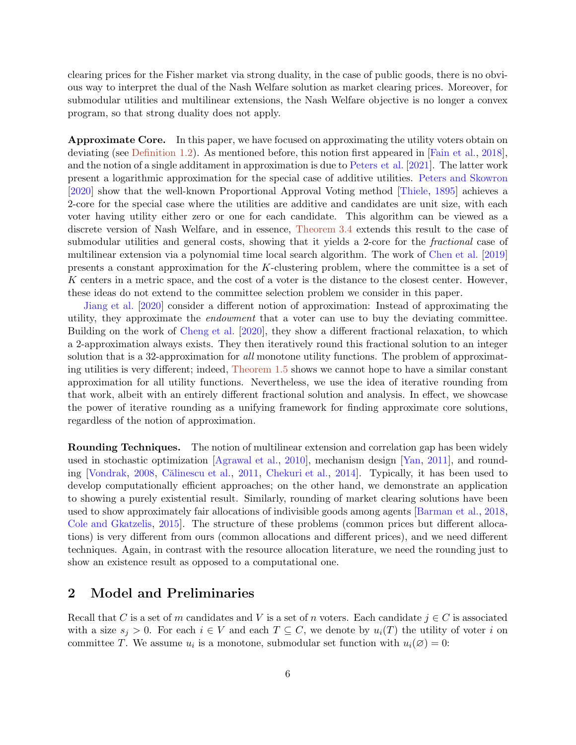clearing prices for the Fisher market via strong duality, in the case of public goods, there is no obvious way to interpret the dual of the Nash Welfare solution as market clearing prices. Moreover, for submodular utilities and multilinear extensions, the Nash Welfare objective is no longer a convex program, so that strong duality does not apply.

**Approximate Core.** In this paper, we have focused on approximating the utility voters obtain on deviating (see Definition 1.2). As mentioned before, this notion first appeared in [Fain et al., 2018], and the notion of a single additament in approximation is due to Peters et al. [2021]. The latter work present a logarithmic approximation for the special case of additive utilities. Peters and Skowron [2020] show that the well-known Proportional Approval Voting method [Thiele, 1895] achieves a 2-core for the special case where the utilities are additive and candidates are unit size, with each voter having utility either zero or one for each candidate. This algorithm can be viewed as a discrete version of Nash Welfare, and in essence, Theorem 3.4 extends this result to the case of submodular utilities and general costs, showing that it yields a 2-core for the *fractional* case of multilinear extension via a polynomial time local search algorithm. The work of Chen et al. [2019] presents a constant approximation for the $K$-clustering problem, where the committee is a set of $K$ centers in a metric space, and the cost of a voter is the distance to the closest center. However, these ideas do not extend to the committee selection problem we consider in this paper.

Jiang et al. [2020] consider a different notion of approximation: Instead of approximating the utility, they approximate the *endowment* that a voter can use to buy the deviating committee. Building on the work of Cheng et al. [2020], they show a different fractional relaxation, to which a 2-approximation always exists. They then iteratively round this fractional solution to an integer solution that is a 32-approximation for *all* monotone utility functions. The problem of approximating utilities is very different; indeed, Theorem 1.5 shows we cannot hope to have a similar constant approximation for all utility functions. Nevertheless, we use the idea of iterative rounding from that work, albeit with an entirely different fractional solution and analysis. In effect, we showcase the power of iterative rounding as a unifying framework for finding approximate core solutions, regardless of the notion of approximation.

**Rounding Techniques.** The notion of multilinear extension and correlation gap has been widely used in stochastic optimization [Agrawal et al., 2010], mechanism design [Yan, 2011], and rounding [Vondrak, 2008, Călinescu et al., 2011, Chekuri et al., 2014]. Typically, it has been used to develop computationally efficient approaches; on the other hand, we demonstrate an application to showing a purely existential result. Similarly, rounding of market clearing solutions have been used to show approximately fair allocations of indivisible goods among agents [Barman et al., 2018, Cole and Gkatzelis, 2015]. The structure of these problems (common prices but different allocations) is very different from ours (common allocations and different prices), and we need different techniques. Again, in contrast with the resource allocation literature, we need the rounding just to show an existence result as opposed to a computational one.

## 2 Model and Preliminaries

Recall that $C$ is a set of $m$ candidates and $V$ is a set of $n$ voters. Each candidate $j \in C$ is associated with a size $s_j > 0$. For each $i \in V$ and each $T \subseteq C$, we denote by $u_i(T)$ the utility of voter $i$ on committee $T$. We assume $u_i$ is a monotone, submodular set function with $u_i(\varnothing) = 0$: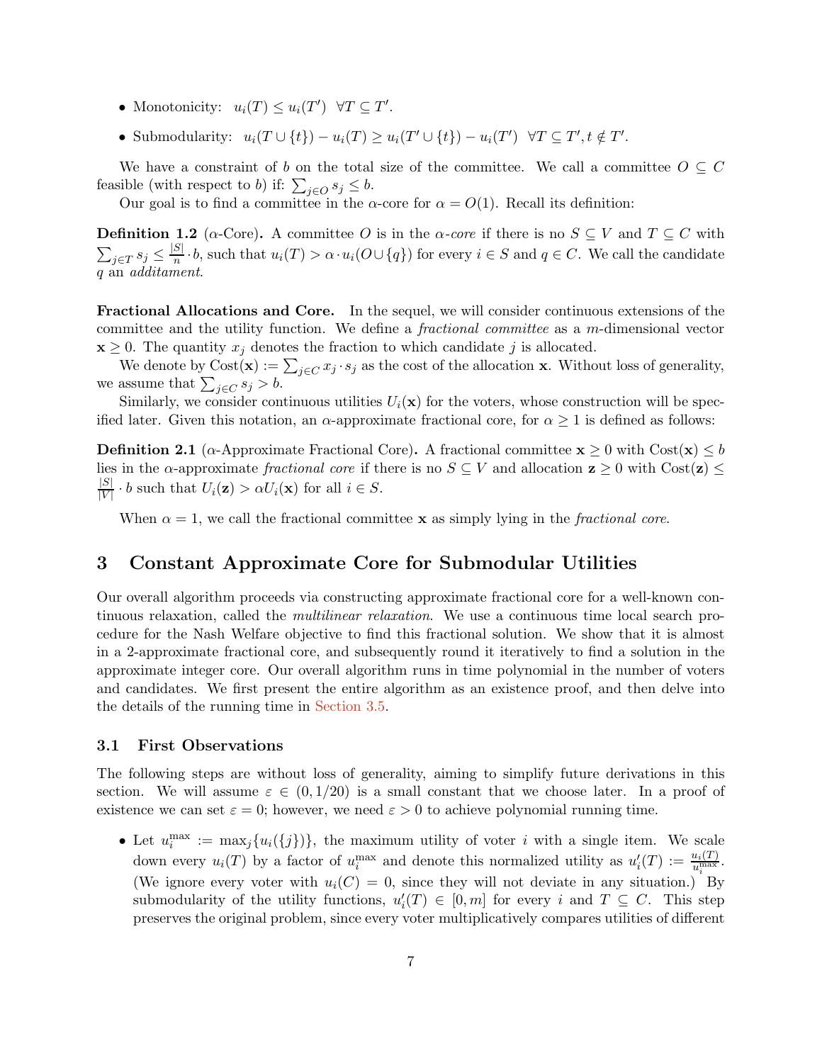- Monotonicity: $u_i(T) \leq u_i(T') \;\; \forall T \subseteq T'$.
- Submodularity: $u_i(T \cup \{t\}) - u_i(T) \geq u_i(T' \cup \{t\}) - u_i(T') \;\; \forall T \subseteq T', t \notin T'$.

We have a constraint of $b$ on the total size of the committee. We call a committee $O \subseteq C$ feasible (with respect to $b$) if: $\sum_{j \in O} s_j \leq b$.

Our goal is to find a committee in the $\alpha$-core for $\alpha = O(1)$. Recall its definition:

**Definition 1.2** ($\alpha$-Core)**.** A committee $O$ is in the $\alpha$*-core* if there is no $S \subseteq V$ and $T \subseteq C$ with $\sum_{j \in T} s_j \leq \frac{|S|}{n} \cdot b$, such that $u_i(T) > \alpha \cdot u_i(O \cup \{q\})$ for every $i \in S$ and $q \in C$. We call the candidate $q$ an *additament*.

**Fractional Allocations and Core.** In the sequel, we will consider continuous extensions of the committee and the utility function. We define a *fractional committee* as a $m$-dimensional vector $\mathbf{x} \geq 0$. The quantity $x_j$ denotes the fraction to which candidate $j$ is allocated.

We denote by $\text{Cost}(\mathbf{x}) := \sum_{j \in C} x_j \cdot s_j$ as the cost of the allocation $\mathbf{x}$. Without loss of generality, we assume that $\sum_{j \in C} s_j > b$.

Similarly, we consider continuous utilities $U_i(\mathbf{x})$ for the voters, whose construction will be specified later. Given this notation, an $\alpha$-approximate fractional core, for $\alpha \geq 1$ is defined as follows:

**Definition 2.1** ($\alpha$-Approximate Fractional Core)**.** A fractional committee $\mathbf{x} \geq 0$ with $\text{Cost}(\mathbf{x}) \leq b$ lies in the $\alpha$-approximate *fractional core* if there is no $S \subseteq V$ and allocation $\mathbf{z} \geq 0$ with $\text{Cost}(\mathbf{z}) \leq \frac{|S|}{|V|} \cdot b$ such that $U_i(\mathbf{z}) > \alpha U_i(\mathbf{x})$ for all $i \in S$.

When $\alpha = 1$, we call the fractional committee $\mathbf{x}$ as simply lying in the *fractional core*.

# 3 Constant Approximate Core for Submodular Utilities

Our overall algorithm proceeds via constructing approximate fractional core for a well-known continuous relaxation, called the *multilinear relaxation*. We use a continuous time local search procedure for the Nash Welfare objective to find this fractional solution. We show that it is almost in a 2-approximate fractional core, and subsequently round it iteratively to find a solution in the approximate integer core. Our overall algorithm runs in time polynomial in the number of voters and candidates. We first present the entire algorithm as an existence proof, and then delve into the details of the running time in Section 3.5.

## 3.1 First Observations

The following steps are without loss of generality, aiming to simplify future derivations in this section. We will assume $\varepsilon \in (0, 1/20)$ is a small constant that we choose later. In a proof of existence we can set $\varepsilon = 0$; however, we need $\varepsilon > 0$ to achieve polynomial running time.

- Let $u_i^{\max} := \max_j \{u_i(\{j\})\}$, the maximum utility of voter $i$ with a single item. We scale down every $u_i(T)$ by a factor of $u_i^{\max}$ and denote this normalized utility as $u_i'(T) := \frac{u_i(T)}{u_i^{\max}}$. (We ignore every voter with $u_i(C) = 0$, since they will not deviate in any situation.) By submodularity of the utility functions, $u_i'(T) \in [0, m]$ for every $i$ and $T \subseteq C$. This step preserves the original problem, since every voter multiplicatively compares utilities of different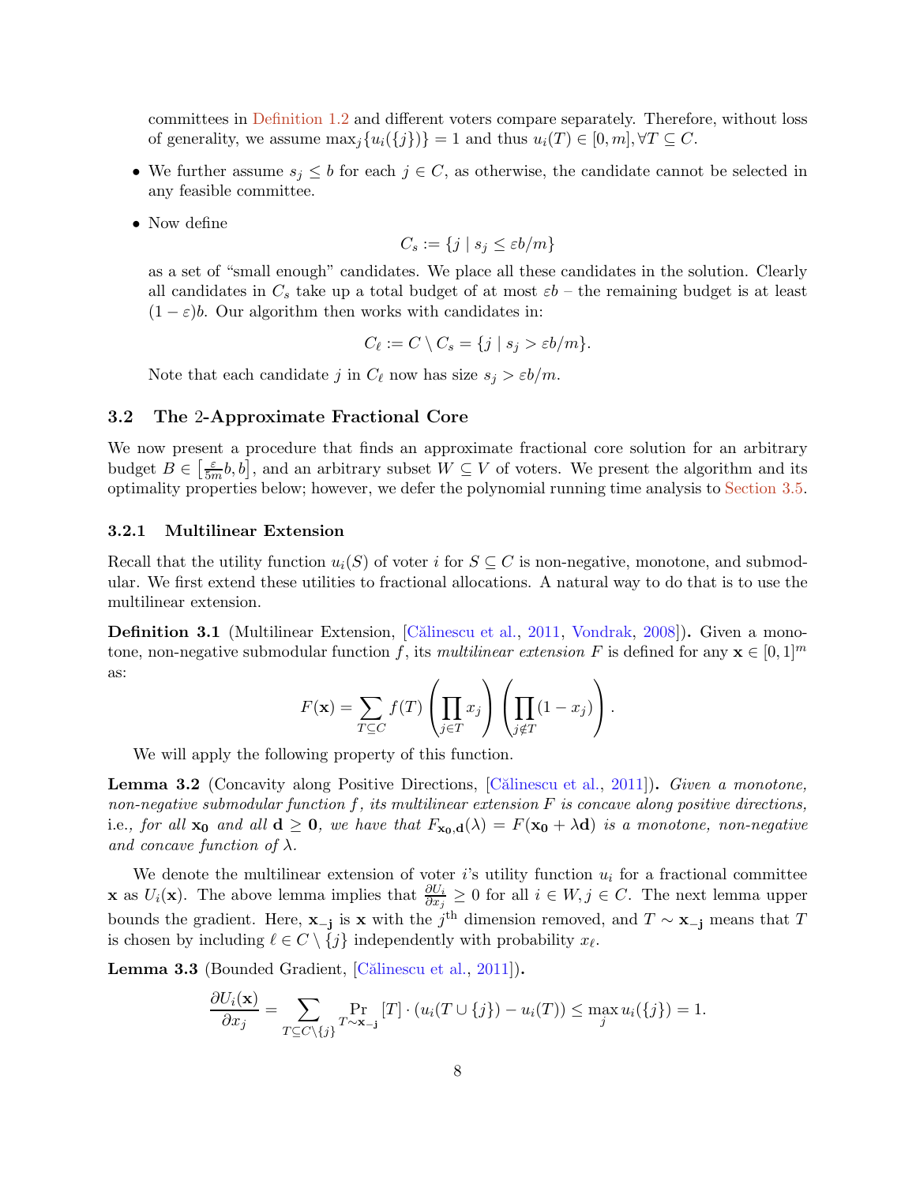committees in Definition 1.2 and different voters compare separately. Therefore, without loss of generality, we assume $\max_j\{u_i(\{j\})\} = 1$ and thus $u_i(T) \in [0, m], \forall T \subseteq C$.

- We further assume $s_j \le b$ for each $j \in C$, as otherwise, the candidate cannot be selected in any feasible committee.
- Now define

  $$C_s := \{j \mid s_j \le \varepsilon b/m\}$$

  as a set of "small enough" candidates. We place all these candidates in the solution. Clearly all candidates in $C_s$ take up a total budget of at most $\varepsilon b$ – the remaining budget is at least $(1 - \varepsilon)b$. Our algorithm then works with candidates in:

  $$C_\ell := C \setminus C_s = \{j \mid s_j > \varepsilon b/m\}.$$

  Note that each candidate $j$ in $C_\ell$ now has size $s_j > \varepsilon b/m$.

### 3.2 The 2-Approximate Fractional Core

We now present a procedure that finds an approximate fractional core solution for an arbitrary budget $B \in \left[\frac{\varepsilon}{5m}b, b\right]$, and an arbitrary subset $W \subseteq V$ of voters. We present the algorithm and its optimality properties below; however, we defer the polynomial running time analysis to Section 3.5.

#### 3.2.1 Multilinear Extension

Recall that the utility function $u_i(S)$ of voter $i$ for $S \subseteq C$ is non-negative, monotone, and submodular. We first extend these utilities to fractional allocations. A natural way to do that is to use the multilinear extension.

**Definition 3.1** (Multilinear Extension, [Călinescu et al., 2011, Vondrak, 2008])**.** Given a monotone, non-negative submodular function $f$, its *multilinear extension* $F$ is defined for any $\mathbf{x} \in [0, 1]^m$ as:

$$F(\mathbf{x}) = \sum_{T \subseteq C} f(T) \left(\prod_{j \in T} x_j\right) \left(\prod_{j \notin T} (1 - x_j)\right).$$

We will apply the following property of this function.

**Lemma 3.2** (Concavity along Positive Directions, [Călinescu et al., 2011])**.** *Given a monotone, non-negative submodular function $f$, its multilinear extension $F$ is concave along positive directions,* i.e.*, for all $\mathbf{x_0}$ and all $\mathbf{d} \ge \mathbf{0}$, we have that $F_{\mathbf{x_0},\mathbf{d}}(\lambda) = F(\mathbf{x_0} + \lambda\mathbf{d})$ is a monotone, non-negative and concave function of $\lambda$.*

We denote the multilinear extension of voter $i$'s utility function $u_i$ for a fractional committee $\mathbf{x}$ as $U_i(\mathbf{x})$. The above lemma implies that $\frac{\partial U_i}{\partial x_j} \ge 0$ for all $i \in W, j \in C$. The next lemma upper bounds the gradient. Here, $\mathbf{x_{-j}}$ is $\mathbf{x}$ with the $j^{\text{th}}$ dimension removed, and $T \sim \mathbf{x_{-j}}$ means that $T$ is chosen by including $\ell \in C \setminus \{j\}$ independently with probability $x_\ell$.

**Lemma 3.3** (Bounded Gradient, [Călinescu et al., 2011])**.**

$$\frac{\partial U_i(\mathbf{x})}{\partial x_j} = \sum_{T \subseteq C \setminus \{j\}} \Pr_{T \sim \mathbf{x_{-j}}}[T] \cdot (u_i(T \cup \{j\}) - u_i(T)) \le \max_j u_i(\{j\}) = 1.$$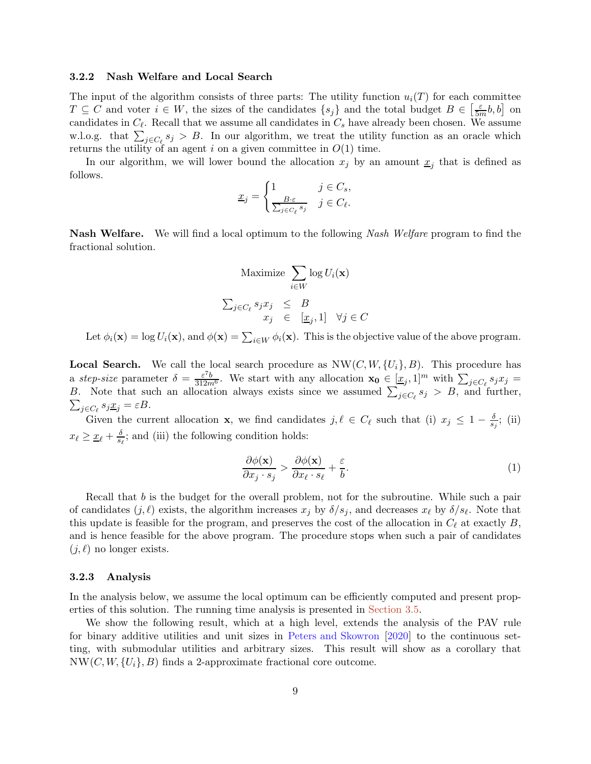### 3.2.2 Nash Welfare and Local Search

The input of the algorithm consists of three parts: The utility function $u_i(T)$ for each committee $T \subseteq C$ and voter $i \in W$, the sizes of the candidates $\{s_j\}$ and the total budget $B \in \left[\frac{\varepsilon}{5m}b, b\right]$ on candidates in $C_\ell$. Recall that we assume all candidates in $C_s$ have already been chosen. We assume w.l.o.g. that $\sum_{j \in C_\ell} s_j > B$. In our algorithm, we treat the utility function as an oracle which returns the utility of an agent $i$ on a given committee in $O(1)$ time.

In our algorithm, we will lower bound the allocation $x_j$ by an amount $\underline{x}_j$ that is defined as follows.

$$\underline{x}_j = \begin{cases} 1 & j \in C_s, \\ \frac{B \cdot \varepsilon}{\sum_{j \in C_\ell} s_j} & j \in C_\ell. \end{cases}$$

**Nash Welfare.** We will find a local optimum to the following *Nash Welfare* program to find the fractional solution.

$$\text{Maximize } \sum_{i \in W} \log U_i(\mathbf{x})$$

$$\begin{array}{rcl} \sum_{j \in C_\ell} s_j x_j & \leq & B \\ x_j & \in & [\underline{x}_j, 1] \quad \forall j \in C \end{array}$$

Let $\phi_i(\mathbf{x}) = \log U_i(\mathbf{x})$, and $\phi(\mathbf{x}) = \sum_{i \in W} \phi_i(\mathbf{x})$. This is the objective value of the above program.

**Local Search.** We call the local search procedure as $\text{NW}(C, W, \{U_i\}, B)$. This procedure has a *step-size* parameter $\delta = \frac{\varepsilon^7 b}{312 m^6}$. We start with any allocation $\mathbf{x_0} \in [\underline{x}_j, 1]^m$ with $\sum_{j \in C_\ell} s_j x_j = B$. Note that such an allocation always exists since we assumed $\sum_{j \in C_\ell} s_j > B$, and further, $\sum_{j \in C_\ell} s_j \underline{x}_j = \varepsilon B$.

Given the current allocation $\mathbf{x}$, we find candidates $j, \ell \in C_\ell$ such that (i) $x_j \leq 1 - \frac{\delta}{s_j}$; (ii) $x_\ell \geq \underline{x}_\ell + \frac{\delta}{s_\ell}$; and (iii) the following condition holds:

$$\frac{\partial \phi(\mathbf{x})}{\partial x_j \cdot s_j} > \frac{\partial \phi(\mathbf{x})}{\partial x_\ell \cdot s_\ell} + \frac{\varepsilon}{b}. \tag{1}$$

Recall that $b$ is the budget for the overall problem, not for the subroutine. While such a pair of candidates $(j, \ell)$ exists, the algorithm increases $x_j$ by $\delta/s_j$, and decreases $x_\ell$ by $\delta/s_\ell$. Note that this update is feasible for the program, and preserves the cost of the allocation in $C_\ell$ at exactly $B$, and is hence feasible for the above program. The procedure stops when such a pair of candidates $(j, \ell)$ no longer exists.

### 3.2.3 Analysis

In the analysis below, we assume the local optimum can be efficiently computed and present properties of this solution. The running time analysis is presented in Section 3.5.

We show the following result, which at a high level, extends the analysis of the PAV rule for binary additive utilities and unit sizes in Peters and Skowron [2020] to the continuous setting, with submodular utilities and arbitrary sizes. This result will show as a corollary that $\text{NW}(C, W, \{U_i\}, B)$ finds a 2-approximate fractional core outcome.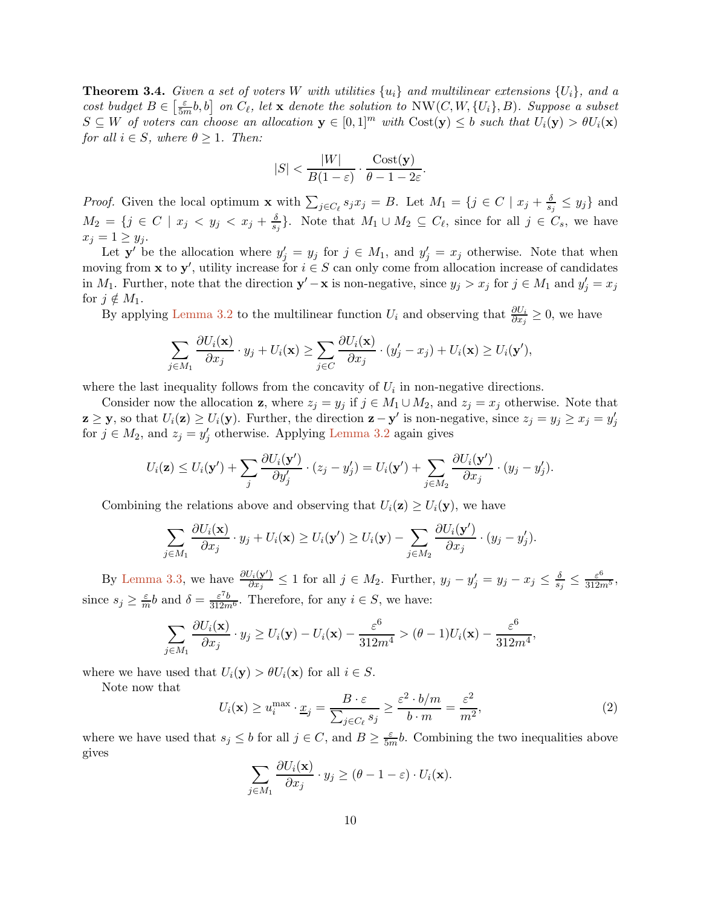**Theorem 3.4.** *Given a set of voters $W$ with utilities $\{u_i\}$ and multilinear extensions $\{U_i\}$, and a cost budget $B \in \left[\frac{\varepsilon}{5m}b, b\right]$ on $C_\ell$, let $\mathbf{x}$ denote the solution to $\mathrm{NW}(C, W, \{U_i\}, B)$. Suppose a subset $S \subseteq W$ of voters can choose an allocation $\mathbf{y} \in [0,1]^m$ with $\mathrm{Cost}(\mathbf{y}) \leq b$ such that $U_i(\mathbf{y}) > \theta U_i(\mathbf{x})$ for all $i \in S$, where $\theta \geq 1$. Then:*

$$|S| < \frac{|W|}{B(1-\varepsilon)} \cdot \frac{\mathrm{Cost}(\mathbf{y})}{\theta - 1 - 2\varepsilon}.$$

*Proof.* Given the local optimum $\mathbf{x}$ with $\sum_{j \in C_\ell} s_j x_j = B$. Let $M_1 = \{j \in C \mid x_j + \frac{\delta}{s_j} \leq y_j\}$ and $M_2 = \{j \in C \mid x_j < y_j < x_j + \frac{\delta}{s_j}\}$. Note that $M_1 \cup M_2 \subseteq C_\ell$, since for all $j \in C_s$, we have $x_j = 1 \geq y_j$.

Let $\mathbf{y}'$ be the allocation where $y'_j = y_j$ for $j \in M_1$, and $y'_j = x_j$ otherwise. Note that when moving from $\mathbf{x}$ to $\mathbf{y}'$, utility increase for $i \in S$ can only come from allocation increase of candidates in $M_1$. Further, note that the direction $\mathbf{y}' - \mathbf{x}$ is non-negative, since $y_j > x_j$ for $j \in M_1$ and $y'_j = x_j$ for $j \notin M_1$.

By applying Lemma 3.2 to the multilinear function $U_i$ and observing that $\frac{\partial U_i}{\partial x_j} \geq 0$, we have

$$\sum_{j \in M_1} \frac{\partial U_i(\mathbf{x})}{\partial x_j} \cdot y_j + U_i(\mathbf{x}) \geq \sum_{j \in C} \frac{\partial U_i(\mathbf{x})}{\partial x_j} \cdot (y'_j - x_j) + U_i(\mathbf{x}) \geq U_i(\mathbf{y}'),$$

where the last inequality follows from the concavity of $U_i$ in non-negative directions.

Consider now the allocation $\mathbf{z}$, where $z_j = y_j$ if $j \in M_1 \cup M_2$, and $z_j = x_j$ otherwise. Note that $\mathbf{z} \geq \mathbf{y}$, so that $U_i(\mathbf{z}) \geq U_i(\mathbf{y})$. Further, the direction $\mathbf{z} - \mathbf{y}'$ is non-negative, since $z_j = y_j \geq x_j = y'_j$ for $j \in M_2$, and $z_j = y'_j$ otherwise. Applying Lemma 3.2 again gives

$$U_i(\mathbf{z}) \leq U_i(\mathbf{y}') + \sum_j \frac{\partial U_i(\mathbf{y}')}{\partial y'_j} \cdot (z_j - y'_j) = U_i(\mathbf{y}') + \sum_{j \in M_2} \frac{\partial U_i(\mathbf{y}')}{\partial x_j} \cdot (y_j - y'_j).$$

Combining the relations above and observing that $U_i(\mathbf{z}) \geq U_i(\mathbf{y})$, we have

$$\sum_{j \in M_1} \frac{\partial U_i(\mathbf{x})}{\partial x_j} \cdot y_j + U_i(\mathbf{x}) \geq U_i(\mathbf{y}') \geq U_i(\mathbf{y}) - \sum_{j \in M_2} \frac{\partial U_i(\mathbf{y}')}{\partial x_j} \cdot (y_j - y'_j).$$

By Lemma 3.3, we have $\frac{\partial U_i(\mathbf{y}')}{\partial x_j} \leq 1$ for all $j \in M_2$. Further, $y_j - y'_j = y_j - x_j \leq \frac{\delta}{s_j} \leq \frac{\varepsilon^6}{312m^5}$, since $s_j \geq \frac{\varepsilon}{m}b$ and $\delta = \frac{\varepsilon^7 b}{312m^6}$. Therefore, for any $i \in S$, we have:

$$\sum_{j \in M_1} \frac{\partial U_i(\mathbf{x})}{\partial x_j} \cdot y_j \geq U_i(\mathbf{y}) - U_i(\mathbf{x}) - \frac{\varepsilon^6}{312m^4} > (\theta - 1)U_i(\mathbf{x}) - \frac{\varepsilon^6}{312m^4},$$

where we have used that $U_i(\mathbf{y}) > \theta U_i(\mathbf{x})$ for all $i \in S$.

Note now that

$$U_i(\mathbf{x}) \geq u_i^{\max} \cdot \underline{x}_j = \frac{B \cdot \varepsilon}{\sum_{j \in C_\ell} s_j} \geq \frac{\varepsilon^2 \cdot b/m}{b \cdot m} = \frac{\varepsilon^2}{m^2}, \tag{2}$$

where we have used that $s_j \leq b$ for all $j \in C$, and $B \geq \frac{\varepsilon}{5m}b$. Combining the two inequalities above gives

$$\sum_{j \in M_1} \frac{\partial U_i(\mathbf{x})}{\partial x_j} \cdot y_j \geq (\theta - 1 - \varepsilon) \cdot U_i(\mathbf{x}).$$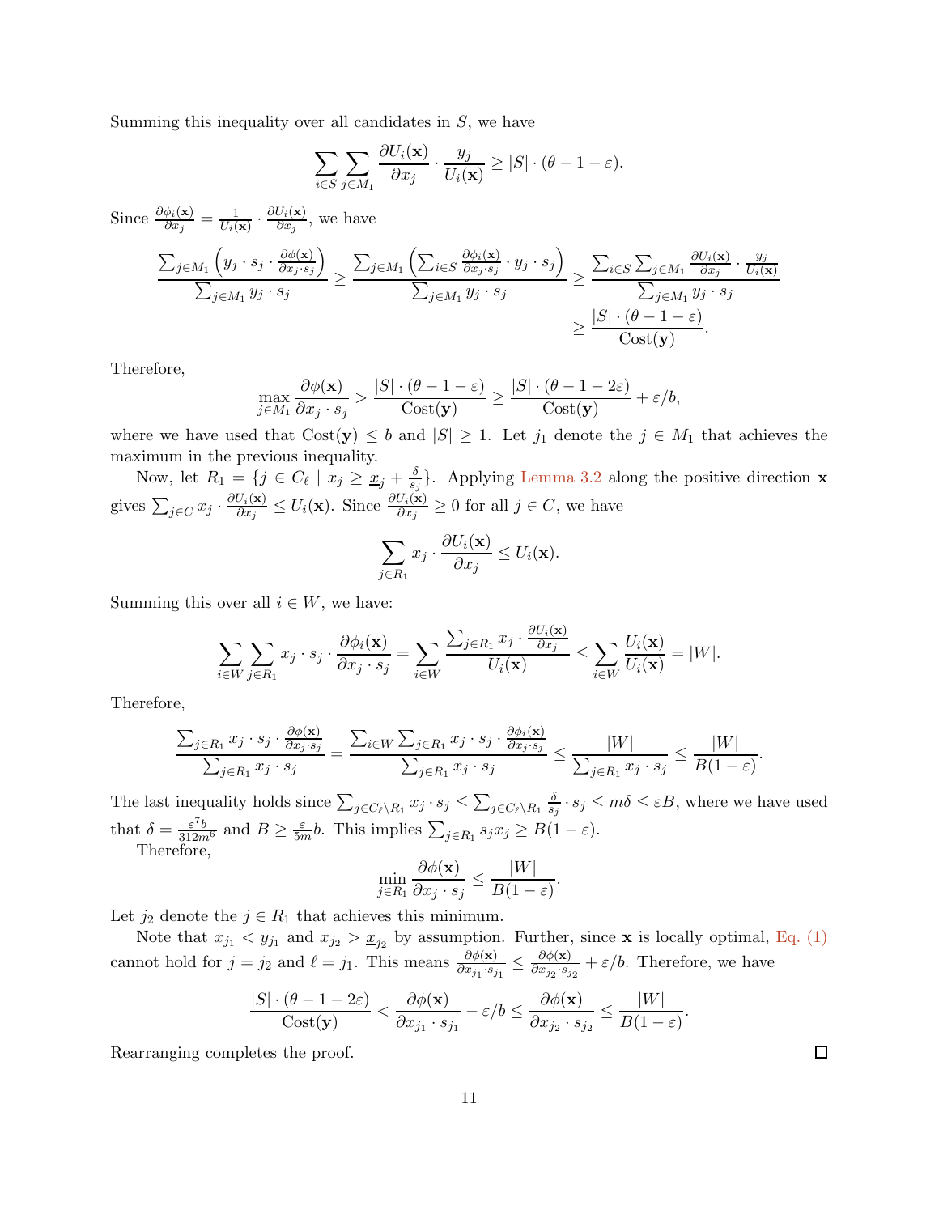Summing this inequality over all candidates in $S$, we have

$$\sum_{i \in S} \sum_{j \in M_1} \frac{\partial U_i(\mathbf{x})}{\partial x_j} \cdot \frac{y_j}{U_i(\mathbf{x})} \geq |S| \cdot (\theta - 1 - \varepsilon).$$

Since $\frac{\partial \phi_i(\mathbf{x})}{\partial x_j} = \frac{1}{U_i(\mathbf{x})} \cdot \frac{\partial U_i(\mathbf{x})}{\partial x_j}$, we have

$$\frac{\sum_{j \in M_1} \left( y_j \cdot s_j \cdot \frac{\partial \phi(\mathbf{x})}{\partial x_j \cdot s_j} \right)}{\sum_{j \in M_1} y_j \cdot s_j} \geq \frac{\sum_{j \in M_1} \left( \sum_{i \in S} \frac{\partial \phi_i(\mathbf{x})}{\partial x_j \cdot s_j} \cdot y_j \cdot s_j \right)}{\sum_{j \in M_1} y_j \cdot s_j} \geq \frac{\sum_{i \in S} \sum_{j \in M_1} \frac{\partial U_i(\mathbf{x})}{\partial x_j} \cdot \frac{y_j}{U_i(\mathbf{x})}}{\sum_{j \in M_1} y_j \cdot s_j} \geq \frac{|S| \cdot (\theta - 1 - \varepsilon)}{\mathrm{Cost}(\mathbf{y})}.$$

Therefore,

$$\max_{j \in M_1} \frac{\partial \phi(\mathbf{x})}{\partial x_j \cdot s_j} > \frac{|S| \cdot (\theta - 1 - \varepsilon)}{\mathrm{Cost}(\mathbf{y})} \geq \frac{|S| \cdot (\theta - 1 - 2\varepsilon)}{\mathrm{Cost}(\mathbf{y})} + \varepsilon / b,$$

where we have used that $\mathrm{Cost}(\mathbf{y}) \leq b$ and $|S| \geq 1$. Let $j_1$ denote the $j \in M_1$ that achieves the maximum in the previous inequality.

Now, let $R_1 = \{ j \in C_\ell \mid x_j \geq \underline{x}_j + \frac{\delta}{s_j} \}$. Applying Lemma 3.2 along the positive direction $\mathbf{x}$ gives $\sum_{j \in C} x_j \cdot \frac{\partial U_i(\mathbf{x})}{\partial x_j} \leq U_i(\mathbf{x})$. Since $\frac{\partial U_i(\mathbf{x})}{\partial x_j} \geq 0$ for all $j \in C$, we have

$$\sum_{j \in R_1} x_j \cdot \frac{\partial U_i(\mathbf{x})}{\partial x_j} \leq U_i(\mathbf{x}).$$

Summing this over all $i \in W$, we have:

$$\sum_{i \in W} \sum_{j \in R_1} x_j \cdot s_j \cdot \frac{\partial \phi_i(\mathbf{x})}{\partial x_j \cdot s_j} = \sum_{i \in W} \frac{\sum_{j \in R_1} x_j \cdot \frac{\partial U_i(\mathbf{x})}{\partial x_j}}{U_i(\mathbf{x})} \leq \sum_{i \in W} \frac{U_i(\mathbf{x})}{U_i(\mathbf{x})} = |W|.$$

Therefore,

$$\frac{\sum_{j \in R_1} x_j \cdot s_j \cdot \frac{\partial \phi(\mathbf{x})}{\partial x_j \cdot s_j}}{\sum_{j \in R_1} x_j \cdot s_j} = \frac{\sum_{i \in W} \sum_{j \in R_1} x_j \cdot s_j \cdot \frac{\partial \phi_i(\mathbf{x})}{\partial x_j \cdot s_j}}{\sum_{j \in R_1} x_j \cdot s_j} \leq \frac{|W|}{\sum_{j \in R_1} x_j \cdot s_j} \leq \frac{|W|}{B(1 - \varepsilon)}.$$

The last inequality holds since $\sum_{j \in C_\ell \setminus R_1} x_j \cdot s_j \leq \sum_{j \in C_\ell \setminus R_1} \frac{\delta}{s_j} \cdot s_j \leq m\delta \leq \varepsilon B$, where we have used that $\delta = \frac{\varepsilon^7 b}{312 m^6}$ and $B \geq \frac{\varepsilon}{5m} b$. This implies $\sum_{j \in R_1} s_j x_j \geq B(1 - \varepsilon)$.

Therefore,

$$\min_{j \in R_1} \frac{\partial \phi(\mathbf{x})}{\partial x_j \cdot s_j} \leq \frac{|W|}{B(1 - \varepsilon)}.$$

Let $j_2$ denote the $j \in R_1$ that achieves this minimum.

Note that $x_{j_1} < y_{j_1}$ and $x_{j_2} > \underline{x}_{j_2}$ by assumption. Further, since $\mathbf{x}$ is locally optimal, Eq. (1) cannot hold for $j = j_2$ and $\ell = j_1$. This means $\frac{\partial \phi(\mathbf{x})}{\partial x_{j_1} \cdot s_{j_1}} \leq \frac{\partial \phi(\mathbf{x})}{\partial x_{j_2} \cdot s_{j_2}} + \varepsilon / b$. Therefore, we have

$$\frac{|S| \cdot (\theta - 1 - 2\varepsilon)}{\mathrm{Cost}(\mathbf{y})} < \frac{\partial \phi(\mathbf{x})}{\partial x_{j_1} \cdot s_{j_1}} - \varepsilon / b \leq \frac{\partial \phi(\mathbf{x})}{\partial x_{j_2} \cdot s_{j_2}} \leq \frac{|W|}{B(1 - \varepsilon)}.$$

Rearranging completes the proof. $\square$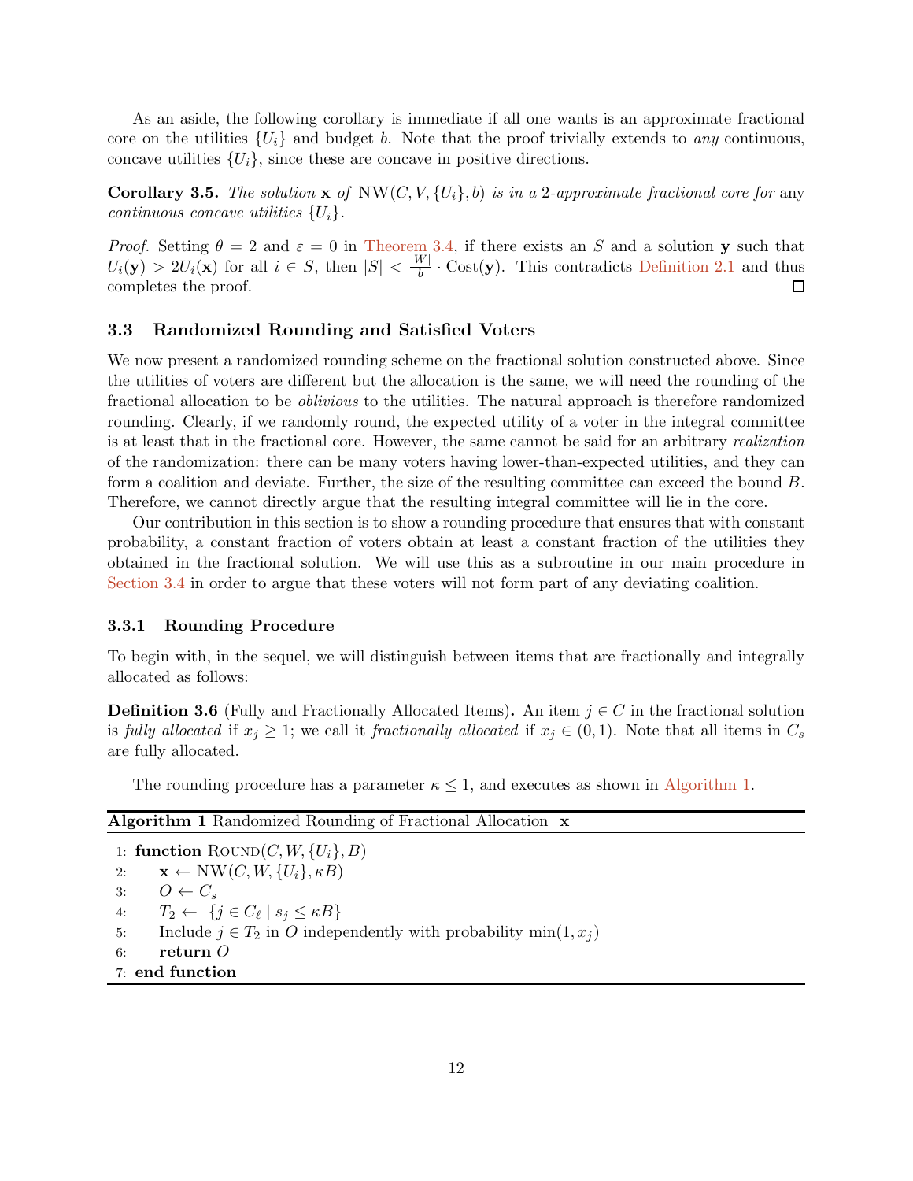As an aside, the following corollary is immediate if all one wants is an approximate fractional core on the utilities $\{U_i\}$ and budget $b$. Note that the proof trivially extends to *any* continuous, concave utilities $\{U_i\}$, since these are concave in positive directions.

**Corollary 3.5.** *The solution* $\mathbf{x}$ *of* $\mathrm{NW}(C, V, \{U_i\}, b)$ *is in a* 2*-approximate fractional core for* any *continuous concave utilities* $\{U_i\}$*.*

*Proof.* Setting $\theta = 2$ and $\varepsilon = 0$ in Theorem 3.4, if there exists an $S$ and a solution $\mathbf{y}$ such that $U_i(\mathbf{y}) > 2U_i(\mathbf{x})$ for all $i \in S$, then $|S| < \frac{|W|}{b} \cdot \mathrm{Cost}(\mathbf{y})$. This contradicts Definition 2.1 and thus completes the proof. □

### 3.3 Randomized Rounding and Satisfied Voters

We now present a randomized rounding scheme on the fractional solution constructed above. Since the utilities of voters are different but the allocation is the same, we will need the rounding of the fractional allocation to be *oblivious* to the utilities. The natural approach is therefore randomized rounding. Clearly, if we randomly round, the expected utility of a voter in the integral committee is at least that in the fractional core. However, the same cannot be said for an arbitrary *realization* of the randomization: there can be many voters having lower-than-expected utilities, and they can form a coalition and deviate. Further, the size of the resulting committee can exceed the bound $B$. Therefore, we cannot directly argue that the resulting integral committee will lie in the core.

Our contribution in this section is to show a rounding procedure that ensures that with constant probability, a constant fraction of voters obtain at least a constant fraction of the utilities they obtained in the fractional solution. We will use this as a subroutine in our main procedure in Section 3.4 in order to argue that these voters will not form part of any deviating coalition.

#### 3.3.1 Rounding Procedure

To begin with, in the sequel, we will distinguish between items that are fractionally and integrally allocated as follows:

**Definition 3.6** (Fully and Fractionally Allocated Items)**.** An item $j \in C$ in the fractional solution is *fully allocated* if $x_j \geq 1$; we call it *fractionally allocated* if $x_j \in (0, 1)$. Note that all items in $C_s$ are fully allocated.

The rounding procedure has a parameter $\kappa \leq 1$, and executes as shown in Algorithm 1.

**Algorithm 1** Randomized Rounding of Fractional Allocation $\mathbf{x}$

```
1: function Round(C, W, {U_i}, B)
2:     x ← NW(C, W, {U_i}, κB)
3:     O ← C_s
4:     T_2 ← {j ∈ C_ℓ | s_j ≤ κB}
5:     Include j ∈ T_2 in O independently with probability min(1, x_j)
6:     return O
7: end function
```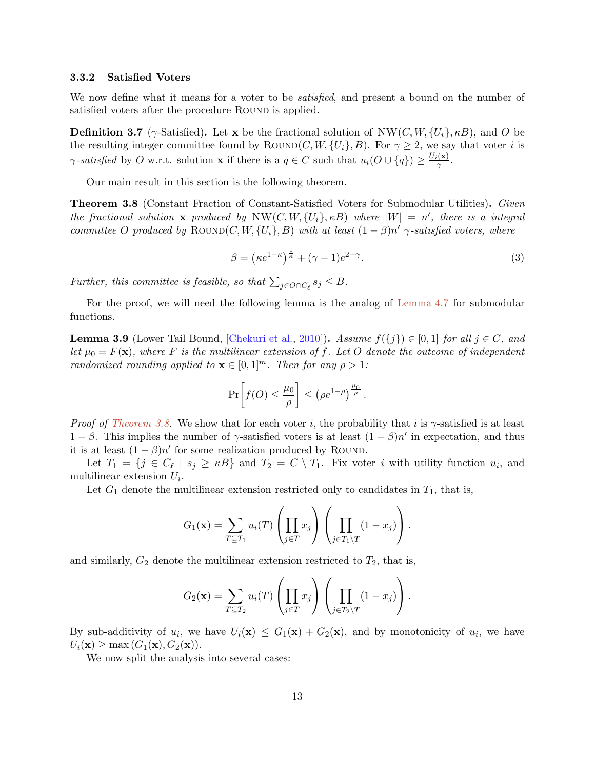### 3.3.2 Satisfied Voters

We now define what it means for a voter to be *satisfied*, and present a bound on the number of satisfied voters after the procedure Round is applied.

**Definition 3.7** ($\gamma$-Satisfied)**.** Let $\mathbf{x}$ be the fractional solution of $\text{NW}(C, W, \{U_i\}, \kappa B)$, and $O$ be the resulting integer committee found by $\text{Round}(C, W, \{U_i\}, B)$. For $\gamma \geq 2$, we say that voter $i$ is $\gamma$*-satisfied* by $O$ w.r.t. solution $\mathbf{x}$ if there is a $q \in C$ such that $u_i(O \cup \{q\}) \geq \frac{U_i(\mathbf{x})}{\gamma}$.

Our main result in this section is the following theorem.

**Theorem 3.8** (Constant Fraction of Constant-Satisfied Voters for Submodular Utilities)**.** *Given the fractional solution $\mathbf{x}$ produced by $\text{NW}(C, W, \{U_i\}, \kappa B)$ where $|W| = n'$, there is a integral committee $O$ produced by $\text{Round}(C, W, \{U_i\}, B)$ with at least $(1-\beta)n'$ $\gamma$-satisfied voters, where*

$$\beta = \left(\kappa e^{1-\kappa}\right)^{\frac{1}{\kappa}} + (\gamma - 1)e^{2-\gamma}. \tag{3}$$

*Further, this committee is feasible, so that $\sum_{j \in O \cap C_\ell} s_j \leq B$.*

For the proof, we will need the following lemma is the analog of Lemma 4.7 for submodular functions.

**Lemma 3.9** (Lower Tail Bound, [Chekuri et al., 2010])**.** *Assume $f(\{j\}) \in [0, 1]$ for all $j \in C$, and let $\mu_0 = F(\mathbf{x})$, where $F$ is the multilinear extension of $f$. Let $O$ denote the outcome of independent randomized rounding applied to $\mathbf{x} \in [0, 1]^m$. Then for any $\rho > 1$:*

$$\Pr\left[f(O) \leq \frac{\mu_0}{\rho}\right] \leq \left(\rho e^{1-\rho}\right)^{\frac{\mu_0}{\rho}}.$$

*Proof of Theorem 3.8.* We show that for each voter $i$, the probability that $i$ is $\gamma$-satisfied is at least $1 - \beta$. This implies the number of $\gamma$-satisfied voters is at least $(1-\beta)n'$ in expectation, and thus it is at least $(1-\beta)n'$ for some realization produced by Round.

Let $T_1 = \{j \in C_\ell \mid s_j \geq \kappa B\}$ and $T_2 = C \setminus T_1$. Fix voter $i$ with utility function $u_i$, and multilinear extension $U_i$.

Let $G_1$ denote the multilinear extension restricted only to candidates in $T_1$, that is,

$$G_1(\mathbf{x}) = \sum_{T \subseteq T_1} u_i(T) \left(\prod_{j \in T} x_j\right) \left(\prod_{j \in T_1 \setminus T} (1 - x_j)\right).$$

and similarly, $G_2$ denote the multilinear extension restricted to $T_2$, that is,

$$G_2(\mathbf{x}) = \sum_{T \subseteq T_2} u_i(T) \left(\prod_{j \in T} x_j\right) \left(\prod_{j \in T_2 \setminus T} (1 - x_j)\right).$$

By sub-additivity of $u_i$, we have $U_i(\mathbf{x}) \leq G_1(\mathbf{x}) + G_2(\mathbf{x})$, and by monotonicity of $u_i$, we have $U_i(\mathbf{x}) \geq \max\left(G_1(\mathbf{x}), G_2(\mathbf{x})\right)$.

We now split the analysis into several cases: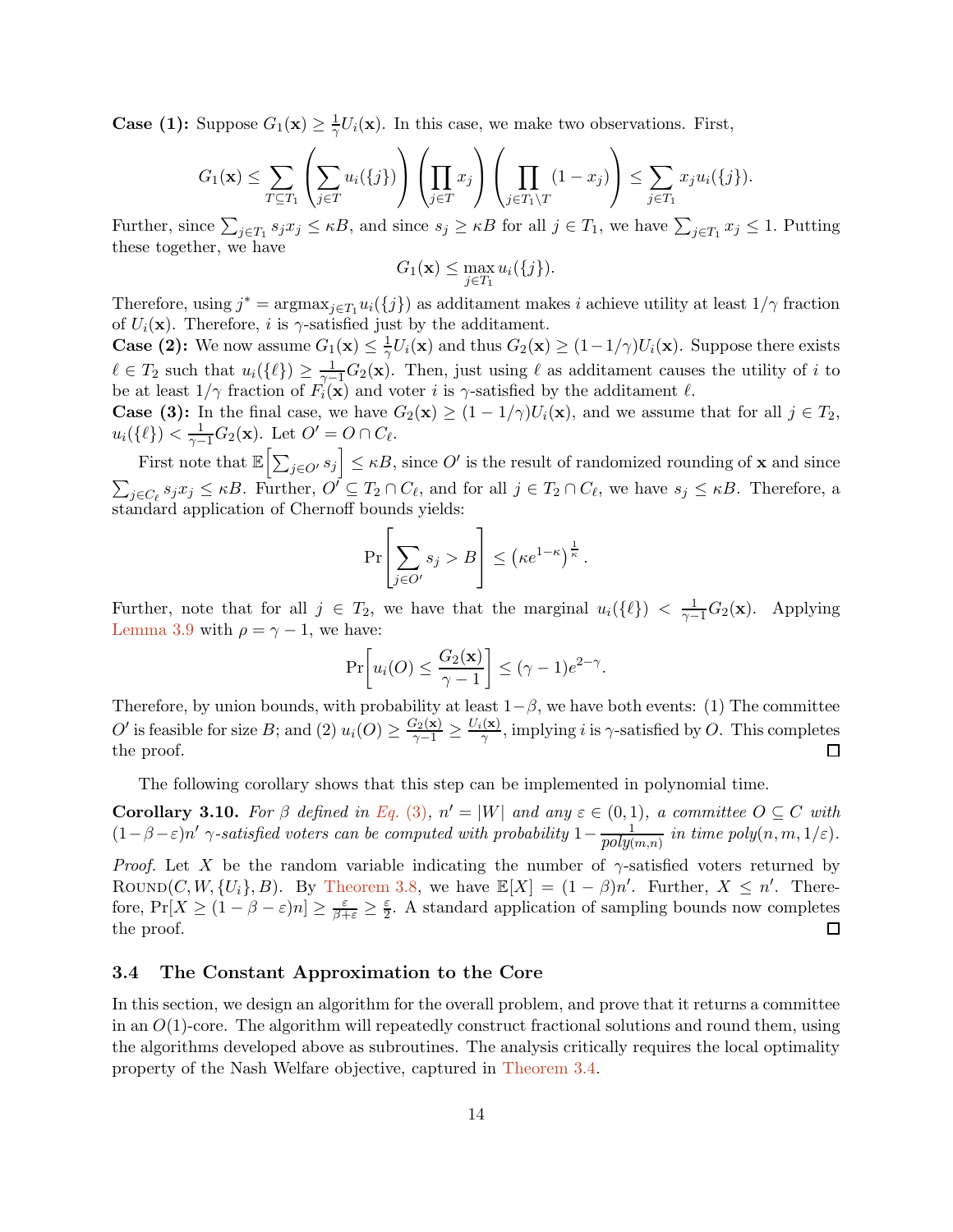**Case (1):** Suppose $G_1(\mathbf{x}) \geq \frac{1}{\gamma} U_i(\mathbf{x})$. In this case, we make two observations. First,

$$G_1(\mathbf{x}) \leq \sum_{T \subseteq T_1} \left( \sum_{j \in T} u_i(\{j\}) \right) \left( \prod_{j \in T} x_j \right) \left( \prod_{j \in T_1 \setminus T} (1 - x_j) \right) \leq \sum_{j \in T_1} x_j u_i(\{j\}).$$

Further, since $\sum_{j \in T_1} s_j x_j \leq \kappa B$, and since $s_j \geq \kappa B$ for all $j \in T_1$, we have $\sum_{j \in T_1} x_j \leq 1$. Putting these together, we have

$$G_1(\mathbf{x}) \leq \max_{j \in T_1} u_i(\{j\}).$$

Therefore, using $j^* = \text{argmax}_{j \in T_1} u_i(\{j\})$ as additament makes $i$ achieve utility at least $1/\gamma$ fraction of $U_i(\mathbf{x})$. Therefore, $i$ is $\gamma$-satisfied just by the additament.

**Case (2):** We now assume $G_1(\mathbf{x}) \leq \frac{1}{\gamma} U_i(\mathbf{x})$ and thus $G_2(\mathbf{x}) \geq (1 - 1/\gamma) U_i(\mathbf{x})$. Suppose there exists $\ell \in T_2$ such that $u_i(\{\ell\}) \geq \frac{1}{\gamma - 1} G_2(\mathbf{x})$. Then, just using $\ell$ as additament causes the utility of $i$ to be at least $1/\gamma$ fraction of $F_i(\mathbf{x})$ and voter $i$ is $\gamma$-satisfied by the additament $\ell$.

**Case (3):** In the final case, we have $G_2(\mathbf{x}) \geq (1 - 1/\gamma) U_i(\mathbf{x})$, and we assume that for all $j \in T_2$, $u_i(\{\ell\}) < \frac{1}{\gamma - 1} G_2(\mathbf{x})$. Let $O' = O \cap C_\ell$.

First note that $\mathbb{E}\left[\sum_{j \in O'} s_j\right] \leq \kappa B$, since $O'$ is the result of randomized rounding of $\mathbf{x}$ and since $\sum_{j \in C_\ell} s_j x_j \leq \kappa B$. Further, $O' \subseteq T_2 \cap C_\ell$, and for all $j \in T_2 \cap C_\ell$, we have $s_j \leq \kappa B$. Therefore, a standard application of Chernoff bounds yields:

$$\Pr\left[ \sum_{j \in O'} s_j > B \right] \leq \left( \kappa e^{1 - \kappa} \right)^{\frac{1}{\kappa}}.$$

Further, note that for all $j \in T_2$, we have that the marginal $u_i(\{\ell\}) < \frac{1}{\gamma - 1} G_2(\mathbf{x})$. Applying Lemma 3.9 with $\rho = \gamma - 1$, we have:

$$\Pr\left[ u_i(O) \leq \frac{G_2(\mathbf{x})}{\gamma - 1} \right] \leq (\gamma - 1) e^{2 - \gamma}.$$

Therefore, by union bounds, with probability at least $1 - \beta$, we have both events: (1) The committee $O'$ is feasible for size $B$; and (2) $u_i(O) \geq \frac{G_2(\mathbf{x})}{\gamma - 1} \geq \frac{U_i(\mathbf{x})}{\gamma}$, implying $i$ is $\gamma$-satisfied by $O$. This completes the proof. ◻

The following corollary shows that this step can be implemented in polynomial time.

**Corollary 3.10.** *For $\beta$ defined in Eq. (3), $n' = |W|$ and any $\varepsilon \in (0, 1)$, a committee $O \subseteq C$ with $(1 - \beta - \varepsilon) n'$ $\gamma$-satisfied voters can be computed with probability $1 - \frac{1}{poly(m,n)}$ in time $poly(n, m, 1/\varepsilon)$.*

*Proof.* Let $X$ be the random variable indicating the number of $\gamma$-satisfied voters returned by $\text{Round}(C, W, \{U_i\}, B)$. By Theorem 3.8, we have $\mathbb{E}[X] = (1 - \beta) n'$. Further, $X \leq n'$. Therefore, $\Pr[X \geq (1 - \beta - \varepsilon) n] \geq \frac{\varepsilon}{\beta + \varepsilon} \geq \frac{\varepsilon}{2}$. A standard application of sampling bounds now completes the proof. ◻

### 3.4 The Constant Approximation to the Core

In this section, we design an algorithm for the overall problem, and prove that it returns a committee in an $O(1)$-core. The algorithm will repeatedly construct fractional solutions and round them, using the algorithms developed above as subroutines. The analysis critically requires the local optimality property of the Nash Welfare objective, captured in Theorem 3.4.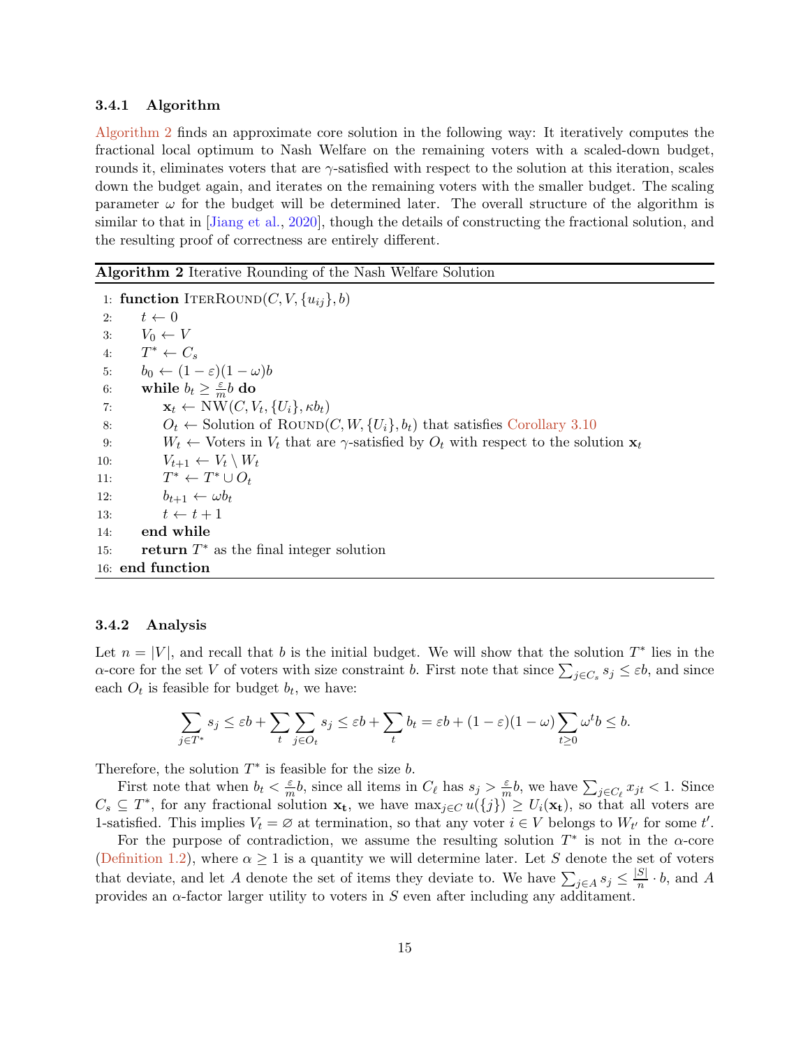### 3.4.1 Algorithm

Algorithm 2 finds an approximate core solution in the following way: It iteratively computes the fractional local optimum to Nash Welfare on the remaining voters with a scaled-down budget, rounds it, eliminates voters that are $\gamma$-satisfied with respect to the solution at this iteration, scales down the budget again, and iterates on the remaining voters with the smaller budget. The scaling parameter $\omega$ for the budget will be determined later. The overall structure of the algorithm is similar to that in [Jiang et al., 2020], though the details of constructing the fractional solution, and the resulting proof of correctness are entirely different.

**Algorithm 2** Iterative Rounding of the Nash Welfare Solution

```
1: function IterRound(C, V, {u_ij}, b)
2:     t ← 0
3:     V_0 ← V
4:     T* ← C_s
5:     b_0 ← (1 − ε)(1 − ω)b
6:     while b_t ≥ (ε/m) b do
7:         x_t ← NW(C, V_t, {U_i}, κ b_t)
8:         O_t ← Solution of Round(C, W, {U_i}, b_t) that satisfies Corollary 3.10
9:         W_t ← Voters in V_t that are γ-satisfied by O_t with respect to the solution x_t
10:        V_{t+1} ← V_t \ W_t
11:        T* ← T* ∪ O_t
12:        b_{t+1} ← ω b_t
13:        t ← t + 1
14:    end while
15:    return T* as the final integer solution
16: end function
```

### 3.4.2 Analysis

Let $n = |V|$, and recall that $b$ is the initial budget. We will show that the solution $T^*$ lies in the $\alpha$-core for the set $V$ of voters with size constraint $b$. First note that since $\sum_{j \in C_s} s_j \le \varepsilon b$, and since each $O_t$ is feasible for budget $b_t$, we have:

$$\sum_{j \in T^*} s_j \le \varepsilon b + \sum_t \sum_{j \in O_t} s_j \le \varepsilon b + \sum_t b_t = \varepsilon b + (1-\varepsilon)(1-\omega) \sum_{t \ge 0} \omega^t b \le b.$$

Therefore, the solution $T^*$ is feasible for the size $b$.

First note that when $b_t < \frac{\varepsilon}{m} b$, since all items in $C_\ell$ has $s_j > \frac{\varepsilon}{m} b$, we have $\sum_{j \in C_\ell} x_{jt} < 1$. Since $C_s \subseteq T^*$, for any fractional solution $\mathbf{x_t}$, we have $\max_{j \in C} u(\{j\}) \ge U_i(\mathbf{x_t})$, so that all voters are 1-satisfied. This implies $V_t = \varnothing$ at termination, so that any voter $i \in V$ belongs to $W_{t'}$ for some $t'$.

For the purpose of contradiction, we assume the resulting solution $T^*$ is not in the $\alpha$-core (Definition 1.2), where $\alpha \ge 1$ is a quantity we will determine later. Let $S$ denote the set of voters that deviate, and let $A$ denote the set of items they deviate to. We have $\sum_{j \in A} s_j \le \frac{|S|}{n} \cdot b$, and $A$ provides an $\alpha$-factor larger utility to voters in $S$ even after including any additament.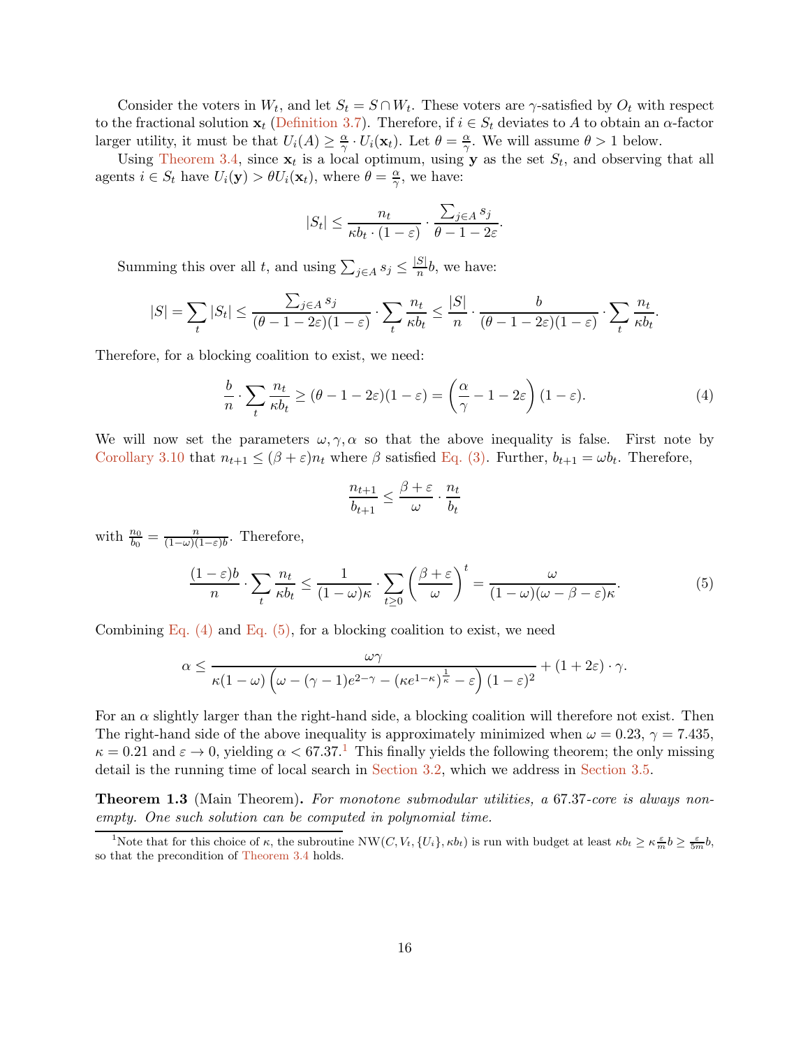Consider the voters in $W_t$, and let $S_t = S \cap W_t$. These voters are $\gamma$-satisfied by $O_t$ with respect to the fractional solution $\mathbf{x}_t$ (Definition 3.7). Therefore, if $i \in S_t$ deviates to $A$ to obtain an $\alpha$-factor larger utility, it must be that $U_i(A) \geq \frac{\alpha}{\gamma} \cdot U_i(\mathbf{x}_t)$. Let $\theta = \frac{\alpha}{\gamma}$. We will assume $\theta > 1$ below.

Using Theorem 3.4, since $\mathbf{x}_t$ is a local optimum, using $\mathbf{y}$ as the set $S_t$, and observing that all agents $i \in S_t$ have $U_i(\mathbf{y}) > \theta U_i(\mathbf{x}_t)$, where $\theta = \frac{\alpha}{\gamma}$, we have:

$$|S_t| \leq \frac{n_t}{\kappa b_t \cdot (1-\varepsilon)} \cdot \frac{\sum_{j \in A} s_j}{\theta - 1 - 2\varepsilon}.$$

Summing this over all $t$, and using $\sum_{j \in A} s_j \leq \frac{|S|}{n} b$, we have:

$$|S| = \sum_t |S_t| \leq \frac{\sum_{j \in A} s_j}{(\theta - 1 - 2\varepsilon)(1-\varepsilon)} \cdot \sum_t \frac{n_t}{\kappa b_t} \leq \frac{|S|}{n} \cdot \frac{b}{(\theta - 1 - 2\varepsilon)(1-\varepsilon)} \cdot \sum_t \frac{n_t}{\kappa b_t}.$$

Therefore, for a blocking coalition to exist, we need:

$$\frac{b}{n} \cdot \sum_t \frac{n_t}{\kappa b_t} \geq (\theta - 1 - 2\varepsilon)(1-\varepsilon) = \left(\frac{\alpha}{\gamma} - 1 - 2\varepsilon\right)(1-\varepsilon). \tag{4}$$

We will now set the parameters $\omega, \gamma, \alpha$ so that the above inequality is false. First note by Corollary 3.10 that $n_{t+1} \leq (\beta + \varepsilon) n_t$ where $\beta$ satisfied Eq. (3). Further, $b_{t+1} = \omega b_t$. Therefore,

$$\frac{n_{t+1}}{b_{t+1}} \leq \frac{\beta + \varepsilon}{\omega} \cdot \frac{n_t}{b_t}$$

with $\frac{n_0}{b_0} = \frac{n}{(1-\omega)(1-\varepsilon)b}$. Therefore,

$$\frac{(1-\varepsilon)b}{n} \cdot \sum_t \frac{n_t}{\kappa b_t} \leq \frac{1}{(1-\omega)\kappa} \cdot \sum_{t \geq 0} \left(\frac{\beta+\varepsilon}{\omega}\right)^t = \frac{\omega}{(1-\omega)(\omega - \beta - \varepsilon)\kappa}. \tag{5}$$

Combining Eq. (4) and Eq. (5), for a blocking coalition to exist, we need

$$\alpha \leq \frac{\omega\gamma}{\kappa(1-\omega)\left(\omega - (\gamma-1)e^{2-\gamma} - (\kappa e^{1-\kappa})^{\frac{1}{\kappa}} - \varepsilon\right)(1-\varepsilon)^2} + (1+2\varepsilon) \cdot \gamma.$$

For an $\alpha$ slightly larger than the right-hand side, a blocking coalition will therefore not exist. Then The right-hand side of the above inequality is approximately minimized when $\omega = 0.23$, $\gamma = 7.435$, $\kappa = 0.21$ and $\varepsilon \to 0$, yielding $\alpha < 67.37$.[1] This finally yields the following theorem; the only missing detail is the running time of local search in Section 3.2, which we address in Section 3.5.

**Theorem 1.3** (Main Theorem). *For monotone submodular utilities, a 67.37-core is always non-empty. One such solution can be computed in polynomial time.*

[1] Note that for this choice of $\kappa$, the subroutine $\text{NW}(C, V_t, \{U_i\}, \kappa b_t)$ is run with budget at least $\kappa b_t \geq \kappa \frac{\varepsilon}{m} b \geq \frac{\varepsilon}{5m} b$, so that the precondition of Theorem 3.4 holds.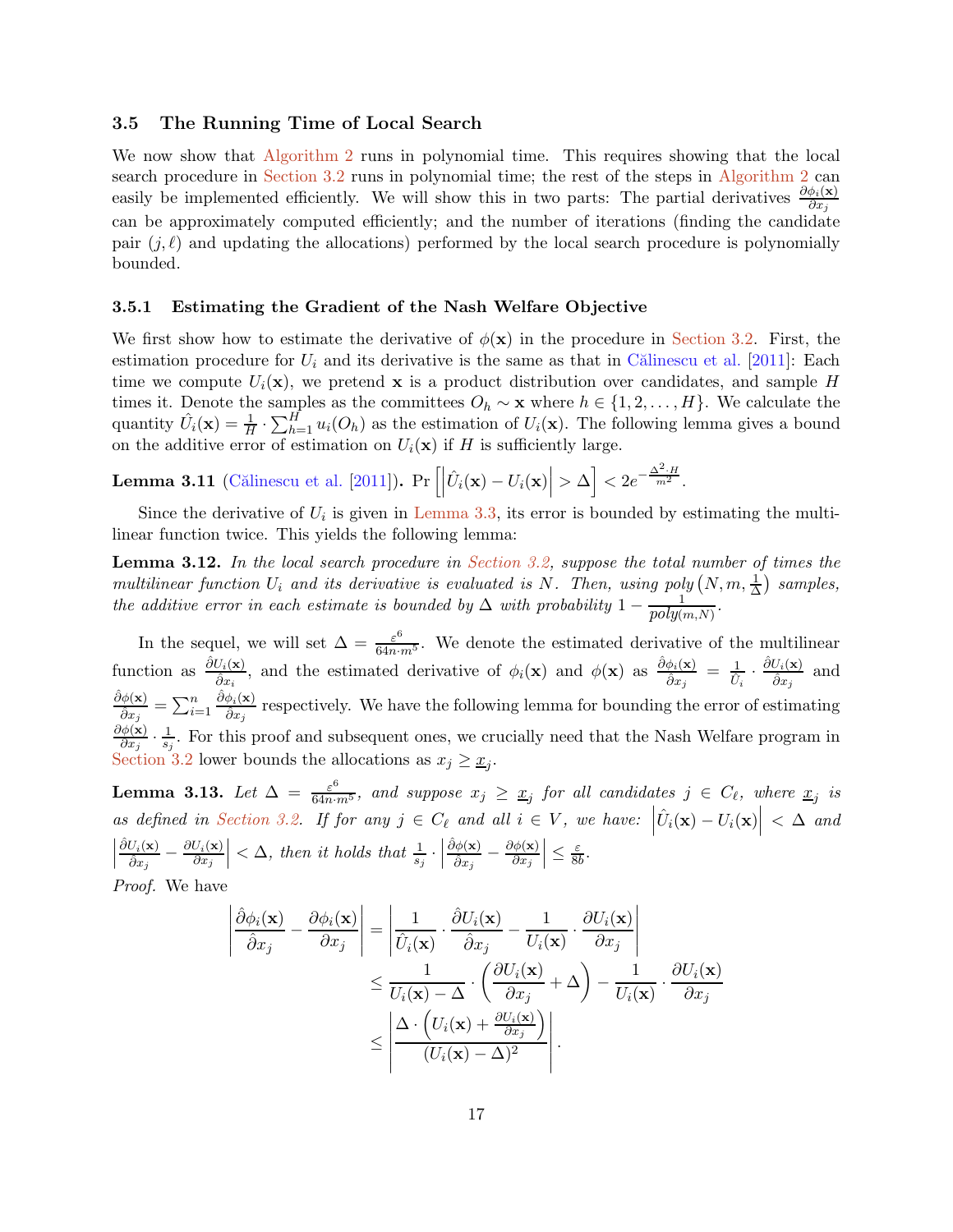### 3.5 The Running Time of Local Search

We now show that Algorithm 2 runs in polynomial time. This requires showing that the local search procedure in Section 3.2 runs in polynomial time; the rest of the steps in Algorithm 2 can easily be implemented efficiently. We will show this in two parts: The partial derivatives $\frac{\partial \phi_i(\mathbf{x})}{\partial x_j}$ can be approximately computed efficiently; and the number of iterations (finding the candidate pair $(j, \ell)$ and updating the allocations) performed by the local search procedure is polynomially bounded.

#### 3.5.1 Estimating the Gradient of the Nash Welfare Objective

We first show how to estimate the derivative of $\phi(\mathbf{x})$ in the procedure in Section 3.2. First, the estimation procedure for $U_i$ and its derivative is the same as that in Călinescu et al. [2011]: Each time we compute $U_i(\mathbf{x})$, we pretend $\mathbf{x}$ is a product distribution over candidates, and sample $H$ times it. Denote the samples as the committees $O_h \sim \mathbf{x}$ where $h \in \{1, 2, \ldots, H\}$. We calculate the quantity $\hat{U}_i(\mathbf{x}) = \frac{1}{H} \cdot \sum_{h=1}^{H} u_i(O_h)$ as the estimation of $U_i(\mathbf{x})$. The following lemma gives a bound on the additive error of estimation on $U_i(\mathbf{x})$ if $H$ is sufficiently large.

**Lemma 3.11** (Călinescu et al. [2011])**.** $\Pr\left[\left|\hat{U}_i(\mathbf{x}) - U_i(\mathbf{x})\right| > \Delta\right] < 2e^{-\frac{\Delta^2 \cdot H}{m^2}}$.

Since the derivative of $U_i$ is given in Lemma 3.3, its error is bounded by estimating the multilinear function twice. This yields the following lemma:

**Lemma 3.12.** *In the local search procedure in Section 3.2, suppose the total number of times the multilinear function $U_i$ and its derivative is evaluated is $N$. Then, using poly$\left(N, m, \frac{1}{\Delta}\right)$ samples, the additive error in each estimate is bounded by $\Delta$ with probability $1 - \frac{1}{poly(m,N)}$.*

In the sequel, we will set $\Delta = \frac{\varepsilon^6}{64n \cdot m^5}$. We denote the estimated derivative of the multilinear function as $\frac{\hat{\partial} U_i(\mathbf{x})}{\hat{\partial} x_i}$, and the estimated derivative of $\phi_i(\mathbf{x})$ and $\phi(\mathbf{x})$ as $\frac{\hat{\partial} \phi_i(\mathbf{x})}{\hat{\partial} x_j} = \frac{1}{\hat{U}_i} \cdot \frac{\hat{\partial} U_i(\mathbf{x})}{\hat{\partial} x_j}$ and $\frac{\hat{\partial} \phi(\mathbf{x})}{\hat{\partial} x_j} = \sum_{i=1}^{n} \frac{\hat{\partial} \phi_i(\mathbf{x})}{\hat{\partial} x_j}$ respectively. We have the following lemma for bounding the error of estimating $\frac{\partial \phi(\mathbf{x})}{\partial x_j} \cdot \frac{1}{s_j}$. For this proof and subsequent ones, we crucially need that the Nash Welfare program in Section 3.2 lower bounds the allocations as $x_j \geq \underline{x}_j$.

**Lemma 3.13.** *Let $\Delta = \frac{\varepsilon^6}{64n \cdot m^5}$, and suppose $x_j \geq \underline{x}_j$ for all candidates $j \in C_\ell$, where $\underline{x}_j$ is as defined in Section 3.2. If for any $j \in C_\ell$ and all $i \in V$, we have: $\left|\hat{U}_i(\mathbf{x}) - U_i(\mathbf{x})\right| < \Delta$ and $\left|\frac{\hat{\partial} U_i(\mathbf{x})}{\hat{\partial} x_j} - \frac{\partial U_i(\mathbf{x})}{\partial x_j}\right| < \Delta$, then it holds that $\frac{1}{s_j} \cdot \left|\frac{\hat{\partial} \phi(\mathbf{x})}{\hat{\partial} x_j} - \frac{\partial \phi(\mathbf{x})}{\partial x_j}\right| \leq \frac{\varepsilon}{8b}$.*

*Proof.* We have

$$
\begin{aligned}
\left|\frac{\hat{\partial} \phi_i(\mathbf{x})}{\hat{\partial} x_j} - \frac{\partial \phi_i(\mathbf{x})}{\partial x_j}\right| &= \left|\frac{1}{\hat{U}_i(\mathbf{x})} \cdot \frac{\hat{\partial} U_i(\mathbf{x})}{\hat{\partial} x_j} - \frac{1}{U_i(\mathbf{x})} \cdot \frac{\partial U_i(\mathbf{x})}{\partial x_j}\right| \\
&\leq \frac{1}{U_i(\mathbf{x}) - \Delta} \cdot \left(\frac{\partial U_i(\mathbf{x})}{\partial x_j} + \Delta\right) - \frac{1}{U_i(\mathbf{x})} \cdot \frac{\partial U_i(\mathbf{x})}{\partial x_j} \\
&\leq \left|\frac{\Delta \cdot \left(U_i(\mathbf{x}) + \frac{\partial U_i(\mathbf{x})}{\partial x_j}\right)}{(U_i(\mathbf{x}) - \Delta)^2}\right|.
\end{aligned}
$$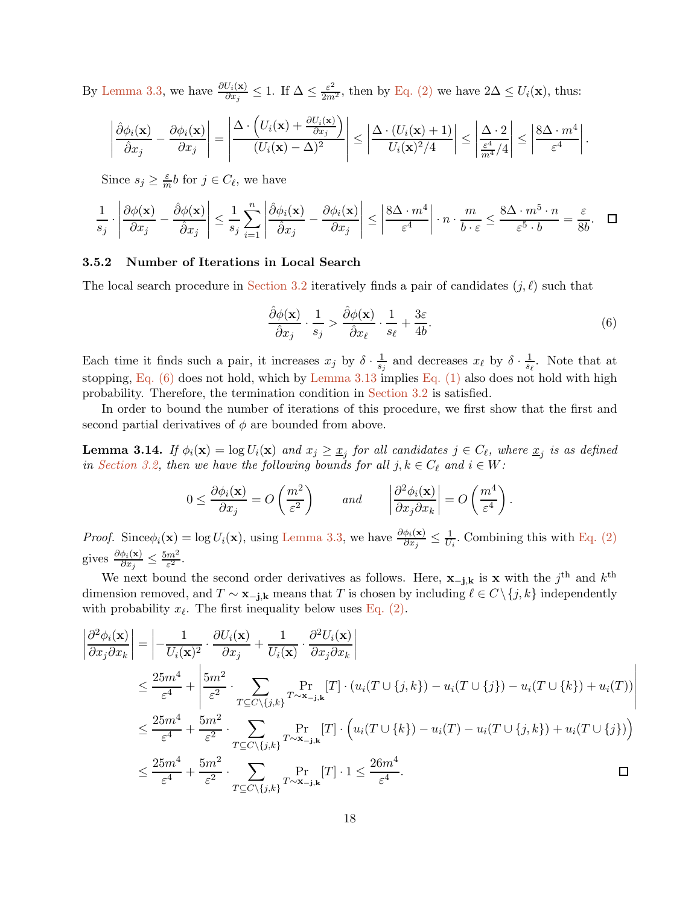By Lemma 3.3, we have $\frac{\partial U_i(\mathbf{x})}{\partial x_j} \le 1$. If $\Delta \le \frac{\varepsilon^2}{2m^2}$, then by Eq. (2) we have $2\Delta \le U_i(\mathbf{x})$, thus:

$$\left|\frac{\hat{\partial}\phi_i(\mathbf{x})}{\hat{\partial}x_j} - \frac{\partial \phi_i(\mathbf{x})}{\partial x_j}\right| = \left|\frac{\Delta \cdot \left(U_i(\mathbf{x}) + \frac{\partial U_i(\mathbf{x})}{\partial x_j}\right)}{(U_i(\mathbf{x}) - \Delta)^2}\right| \le \left|\frac{\Delta \cdot (U_i(\mathbf{x}) + 1)}{U_i(\mathbf{x})^2/4}\right| \le \left|\frac{\Delta \cdot 2}{\frac{\varepsilon^4}{m^4}/4}\right| \le \left|\frac{8\Delta \cdot m^4}{\varepsilon^4}\right|.$$

Since $s_j \ge \frac{\varepsilon}{m} b$ for $j \in C_\ell$, we have

$$\frac{1}{s_j} \cdot \left|\frac{\partial \phi(\mathbf{x})}{\partial x_j} - \frac{\hat{\partial}\phi(\mathbf{x})}{\hat{\partial}x_j}\right| \le \frac{1}{s_j}\sum_{i=1}^{n}\left|\frac{\hat{\partial}\phi_i(\mathbf{x})}{\hat{\partial}x_j} - \frac{\partial \phi_i(\mathbf{x})}{\partial x_j}\right| \le \left|\frac{8\Delta \cdot m^4}{\varepsilon^4}\right| \cdot n \cdot \frac{m}{b \cdot \varepsilon} \le \frac{8\Delta \cdot m^5 \cdot n}{\varepsilon^5 \cdot b} = \frac{\varepsilon}{8b}. \quad \square$$

### 3.5.2 Number of Iterations in Local Search

The local search procedure in Section 3.2 iteratively finds a pair of candidates $(j, \ell)$ such that

$$\frac{\hat{\partial}\phi(\mathbf{x})}{\hat{\partial}x_j} \cdot \frac{1}{s_j} > \frac{\hat{\partial}\phi(\mathbf{x})}{\hat{\partial}x_\ell} \cdot \frac{1}{s_\ell} + \frac{3\varepsilon}{4b}. \tag{6}$$

Each time it finds such a pair, it increases $x_j$ by $\delta \cdot \frac{1}{s_j}$ and decreases $x_\ell$ by $\delta \cdot \frac{1}{s_\ell}$. Note that at stopping, Eq. (6) does not hold, which by Lemma 3.13 implies Eq. (1) also does not hold with high probability. Therefore, the termination condition in Section 3.2 is satisfied.

In order to bound the number of iterations of this procedure, we first show that the first and second partial derivatives of $\phi$ are bounded from above.

**Lemma 3.14.** *If $\phi_i(\mathbf{x}) = \log U_i(\mathbf{x})$ and $x_j \ge \underline{x}_j$ for all candidates $j \in C_\ell$, where $\underline{x}_j$ is as defined in Section 3.2, then we have the following bounds for all $j, k \in C_\ell$ and $i \in W$:*

$$0 \le \frac{\partial \phi_i(\mathbf{x})}{\partial x_j} = O\left(\frac{m^2}{\varepsilon^2}\right) \qquad \text{and} \qquad \left|\frac{\partial^2 \phi_i(\mathbf{x})}{\partial x_j \partial x_k}\right| = O\left(\frac{m^4}{\varepsilon^4}\right).$$

*Proof.* Since $\phi_i(\mathbf{x}) = \log U_i(\mathbf{x})$, using Lemma 3.3, we have $\frac{\partial \phi_i(\mathbf{x})}{\partial x_j} \le \frac{1}{U_i}$. Combining this with Eq. (2) gives $\frac{\partial \phi_i(\mathbf{x})}{\partial x_j} \le \frac{5m^2}{\varepsilon^2}$.

We next bound the second order derivatives as follows. Here, $\mathbf{x_{-j,k}}$ is $\mathbf{x}$ with the $j^{\text{th}}$ and $k^{\text{th}}$ dimension removed, and $T \sim \mathbf{x_{-j,k}}$ means that $T$ is chosen by including $\ell \in C \setminus \{j,k\}$ independently with probability $x_\ell$. The first inequality below uses Eq. (2).

$$\begin{aligned}
\left|\frac{\partial^2 \phi_i(\mathbf{x})}{\partial x_j \partial x_k}\right| &= \left|-\frac{1}{U_i(\mathbf{x})^2} \cdot \frac{\partial U_i(\mathbf{x})}{\partial x_j} + \frac{1}{U_i(\mathbf{x})} \cdot \frac{\partial^2 U_i(\mathbf{x})}{\partial x_j \partial x_k}\right| \\
&\le \frac{25m^4}{\varepsilon^4} + \left|\frac{5m^2}{\varepsilon^2} \cdot \sum_{T \subseteq C \setminus \{j,k\}} \Pr_{T \sim \mathbf{x_{-j,k}}}[T] \cdot (u_i(T \cup \{j,k\}) - u_i(T \cup \{j\}) - u_i(T \cup \{k\}) + u_i(T))\right| \\
&\le \frac{25m^4}{\varepsilon^4} + \frac{5m^2}{\varepsilon^2} \cdot \sum_{T \subseteq C \setminus \{j,k\}} \Pr_{T \sim \mathbf{x_{-j,k}}}[T] \cdot \Big(u_i(T \cup \{k\}) - u_i(T) - u_i(T \cup \{j,k\}) + u_i(T \cup \{j\})\Big) \\
&\le \frac{25m^4}{\varepsilon^4} + \frac{5m^2}{\varepsilon^2} \cdot \sum_{T \subseteq C \setminus \{j,k\}} \Pr_{T \sim \mathbf{x_{-j,k}}}[T] \cdot 1 \le \frac{26m^4}{\varepsilon^4}.
\end{aligned}$$

$\square$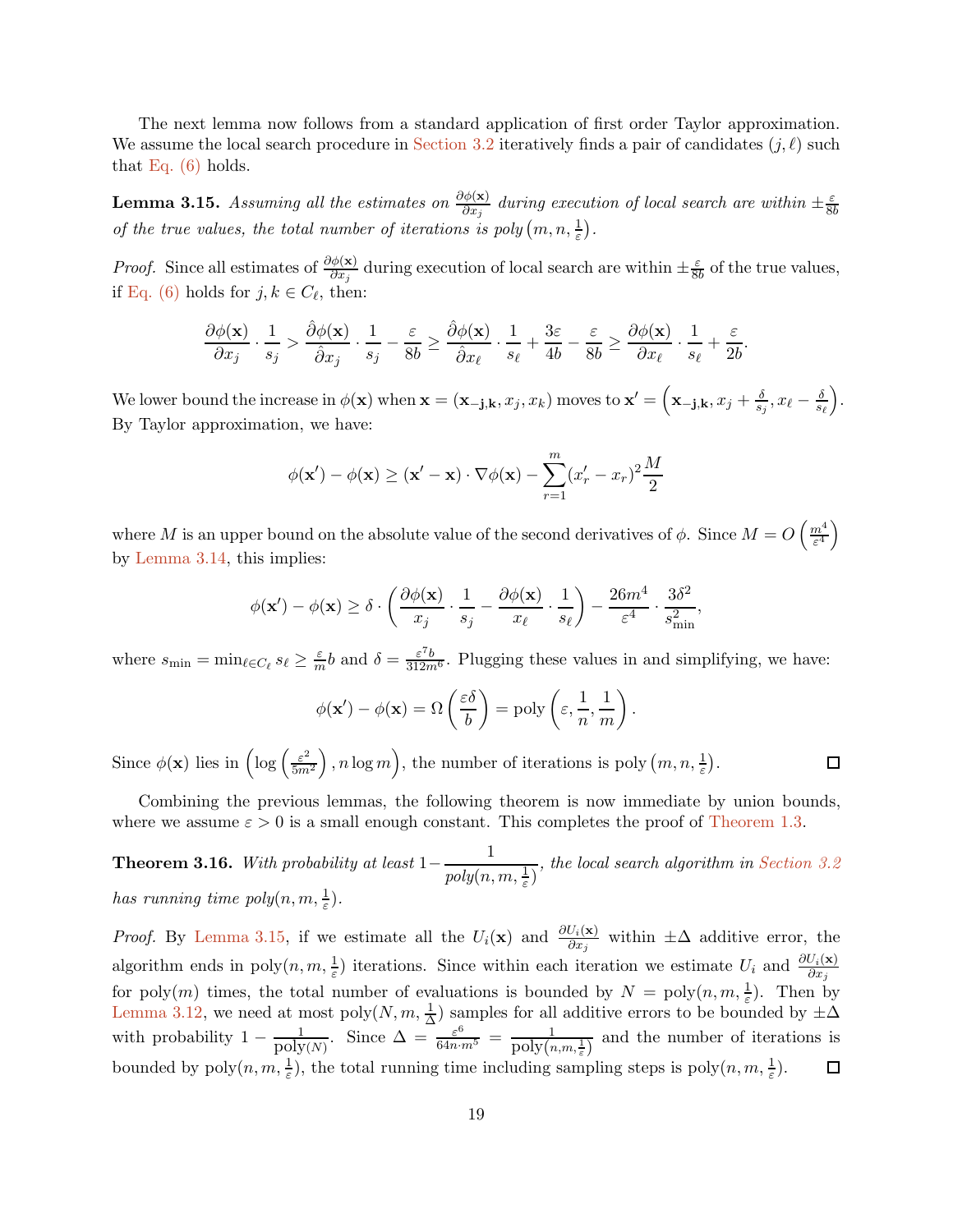The next lemma now follows from a standard application of first order Taylor approximation. We assume the local search procedure in Section 3.2 iteratively finds a pair of candidates $(j, \ell)$ such that Eq. (6) holds.

**Lemma 3.15.** *Assuming all the estimates on $\frac{\partial \phi(\mathbf{x})}{\partial x_j}$ during execution of local search are within $\pm\frac{\varepsilon}{8b}$ of the true values, the total number of iterations is poly$\left(m, n, \frac{1}{\varepsilon}\right)$.*

*Proof.* Since all estimates of $\frac{\partial \phi(\mathbf{x})}{\partial x_j}$ during execution of local search are within $\pm\frac{\varepsilon}{8b}$ of the true values, if Eq. (6) holds for $j, k \in C_\ell$, then:

$$\frac{\partial \phi(\mathbf{x})}{\partial x_j} \cdot \frac{1}{s_j} > \frac{\hat{\partial} \phi(\mathbf{x})}{\hat{\partial} x_j} \cdot \frac{1}{s_j} - \frac{\varepsilon}{8b} \geq \frac{\hat{\partial} \phi(\mathbf{x})}{\hat{\partial} x_\ell} \cdot \frac{1}{s_\ell} + \frac{3\varepsilon}{4b} - \frac{\varepsilon}{8b} \geq \frac{\partial \phi(\mathbf{x})}{\partial x_\ell} \cdot \frac{1}{s_\ell} + \frac{\varepsilon}{2b}.$$

We lower bound the increase in $\phi(\mathbf{x})$ when $\mathbf{x} = (\mathbf{x}_{-\mathbf{j},\mathbf{k}}, x_j, x_k)$ moves to $\mathbf{x}' = \left(\mathbf{x}_{-\mathbf{j},\mathbf{k}}, x_j + \frac{\delta}{s_j}, x_\ell - \frac{\delta}{s_\ell}\right)$. By Taylor approximation, we have:

$$\phi(\mathbf{x}') - \phi(\mathbf{x}) \geq (\mathbf{x}' - \mathbf{x}) \cdot \nabla \phi(\mathbf{x}) - \sum_{r=1}^{m} (x'_r - x_r)^2 \frac{M}{2}$$

where $M$ is an upper bound on the absolute value of the second derivatives of $\phi$. Since $M = O\left(\frac{m^4}{\varepsilon^4}\right)$ by Lemma 3.14, this implies:

$$\phi(\mathbf{x}') - \phi(\mathbf{x}) \geq \delta \cdot \left(\frac{\partial \phi(\mathbf{x})}{x_j} \cdot \frac{1}{s_j} - \frac{\partial \phi(\mathbf{x})}{x_\ell} \cdot \frac{1}{s_\ell}\right) - \frac{26m^4}{\varepsilon^4} \cdot \frac{3\delta^2}{s_{\min}^2},$$

where $s_{\min} = \min_{\ell \in C_\ell} s_\ell \geq \frac{\varepsilon}{m} b$ and $\delta = \frac{\varepsilon^7 b}{312 m^6}$. Plugging these values in and simplifying, we have:

$$\phi(\mathbf{x}') - \phi(\mathbf{x}) = \Omega\left(\frac{\varepsilon \delta}{b}\right) = \text{poly}\left(\varepsilon, \frac{1}{n}, \frac{1}{m}\right).$$

Since $\phi(\mathbf{x})$ lies in $\left(\log\left(\frac{\varepsilon^2}{5m^2}\right), n \log m\right)$, the number of iterations is poly$\left(m, n, \frac{1}{\varepsilon}\right)$. ∎

Combining the previous lemmas, the following theorem is now immediate by union bounds, where we assume $\varepsilon > 0$ is a small enough constant. This completes the proof of Theorem 1.3.

**Theorem 3.16.** *With probability at least $1 - \dfrac{1}{poly(n, m, \frac{1}{\varepsilon})}$, the local search algorithm in Section 3.2 has running time poly$(n, m, \frac{1}{\varepsilon})$.*

*Proof.* By Lemma 3.15, if we estimate all the $U_i(\mathbf{x})$ and $\frac{\partial U_i(\mathbf{x})}{\partial x_j}$ within $\pm\Delta$ additive error, the algorithm ends in poly$(n, m, \frac{1}{\varepsilon})$ iterations. Since within each iteration we estimate $U_i$ and $\frac{\partial U_i(\mathbf{x})}{\partial x_j}$ for poly$(m)$ times, the total number of evaluations is bounded by $N = \text{poly}(n, m, \frac{1}{\varepsilon})$. Then by Lemma 3.12, we need at most poly$(N, m, \frac{1}{\Delta})$ samples for all additive errors to be bounded by $\pm\Delta$ with probability $1 - \frac{1}{\text{poly}(N)}$. Since $\Delta = \frac{\varepsilon^6}{64 n \cdot m^5} = \frac{1}{\text{poly}\left(n, m, \frac{1}{\varepsilon}\right)}$ and the number of iterations is bounded by poly$(n, m, \frac{1}{\varepsilon})$, the total running time including sampling steps is poly$(n, m, \frac{1}{\varepsilon})$. ∎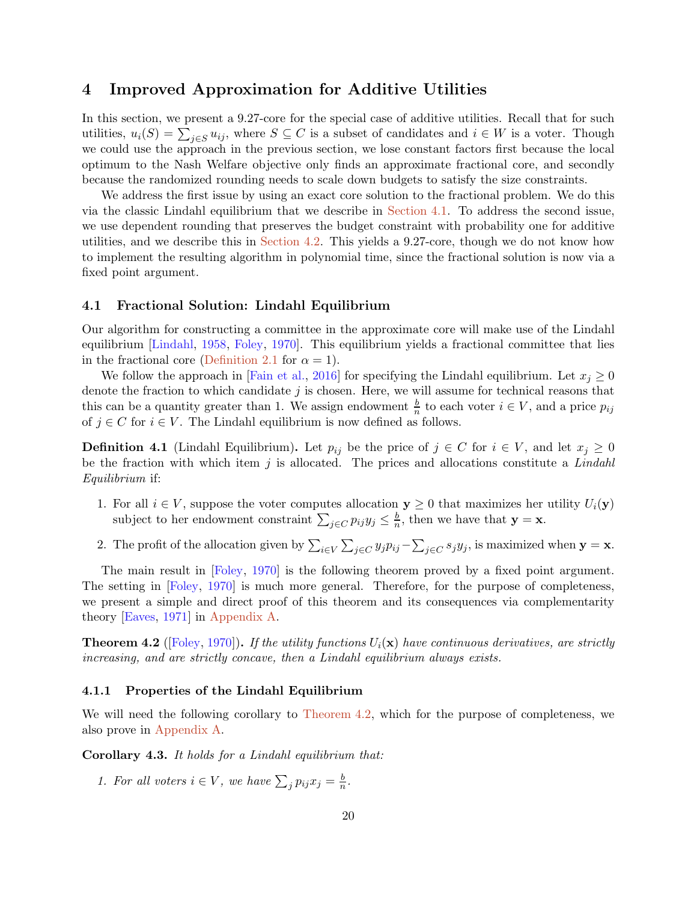# 4 Improved Approximation for Additive Utilities

In this section, we present a 9.27-core for the special case of additive utilities. Recall that for such utilities, $u_i(S) = \sum_{j \in S} u_{ij}$, where $S \subseteq C$ is a subset of candidates and $i \in W$ is a voter. Though we could use the approach in the previous section, we lose constant factors first because the local optimum to the Nash Welfare objective only finds an approximate fractional core, and secondly because the randomized rounding needs to scale down budgets to satisfy the size constraints.

We address the first issue by using an exact core solution to the fractional problem. We do this via the classic Lindahl equilibrium that we describe in Section 4.1. To address the second issue, we use dependent rounding that preserves the budget constraint with probability one for additive utilities, and we describe this in Section 4.2. This yields a 9.27-core, though we do not know how to implement the resulting algorithm in polynomial time, since the fractional solution is now via a fixed point argument.

## 4.1 Fractional Solution: Lindahl Equilibrium

Our algorithm for constructing a committee in the approximate core will make use of the Lindahl equilibrium [Lindahl, 1958, Foley, 1970]. This equilibrium yields a fractional committee that lies in the fractional core (Definition 2.1 for $\alpha = 1$).

We follow the approach in [Fain et al., 2016] for specifying the Lindahl equilibrium. Let $x_j \geq 0$ denote the fraction to which candidate $j$ is chosen. Here, we will assume for technical reasons that this can be a quantity greater than 1. We assign endowment $\frac{b}{n}$ to each voter $i \in V$, and a price $p_{ij}$ of $j \in C$ for $i \in V$. The Lindahl equilibrium is now defined as follows.

**Definition 4.1** (Lindahl Equilibrium)**.** Let $p_{ij}$ be the price of $j \in C$ for $i \in V$, and let $x_j \geq 0$ be the fraction with which item $j$ is allocated. The prices and allocations constitute a *Lindahl Equilibrium* if:

1. For all $i \in V$, suppose the voter computes allocation $\mathbf{y} \geq 0$ that maximizes her utility $U_i(\mathbf{y})$ subject to her endowment constraint $\sum_{j \in C} p_{ij} y_j \leq \frac{b}{n}$, then we have that $\mathbf{y} = \mathbf{x}$.
2. The profit of the allocation given by $\sum_{i \in V} \sum_{j \in C} y_j p_{ij} - \sum_{j \in C} s_j y_j$, is maximized when $\mathbf{y} = \mathbf{x}$.

The main result in [Foley, 1970] is the following theorem proved by a fixed point argument. The setting in [Foley, 1970] is much more general. Therefore, for the purpose of completeness, we present a simple and direct proof of this theorem and its consequences via complementarity theory [Eaves, 1971] in Appendix A.

**Theorem 4.2** ([Foley, 1970])**.** *If the utility functions $U_i(\mathbf{x})$ have continuous derivatives, are strictly increasing, and are strictly concave, then a Lindahl equilibrium always exists.*

### 4.1.1 Properties of the Lindahl Equilibrium

We will need the following corollary to Theorem 4.2, which for the purpose of completeness, we also prove in Appendix A.

**Corollary 4.3.** *It holds for a Lindahl equilibrium that:*

1. *For all voters $i \in V$, we have $\sum_j p_{ij} x_j = \frac{b}{n}$.*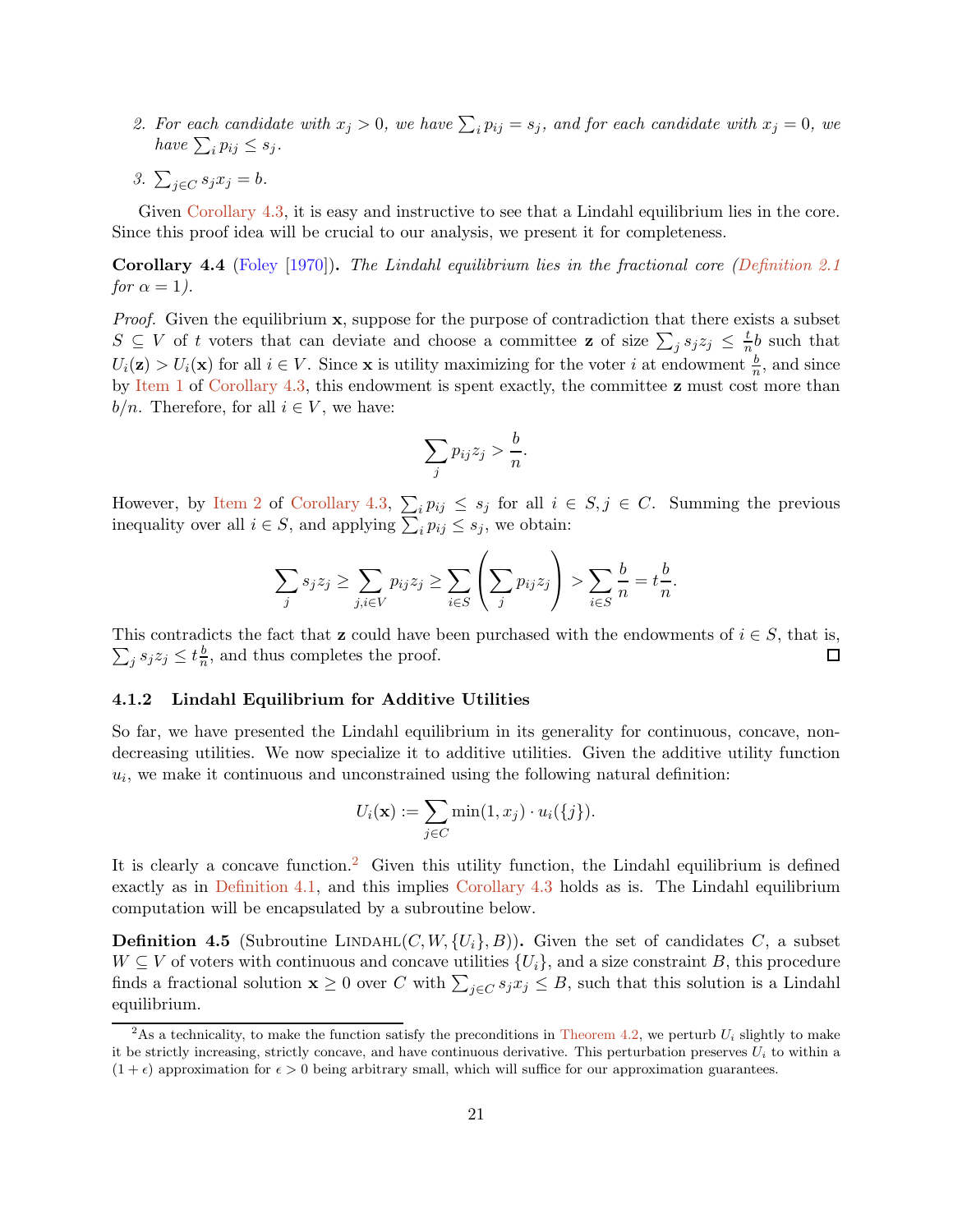2. *For each candidate with $x_j > 0$, we have $\sum_i p_{ij} = s_j$, and for each candidate with $x_j = 0$, we have $\sum_i p_{ij} \le s_j$.*
3. $\sum_{j \in C} s_j x_j = b$.

Given Corollary 4.3, it is easy and instructive to see that a Lindahl equilibrium lies in the core. Since this proof idea will be crucial to our analysis, we present it for completeness.

**Corollary 4.4** (Foley [1970])**.** *The Lindahl equilibrium lies in the fractional core (Definition 2.1 for $\alpha = 1$).*

*Proof.* Given the equilibrium $\mathbf{x}$, suppose for the purpose of contradiction that there exists a subset $S \subseteq V$ of $t$ voters that can deviate and choose a committee $\mathbf{z}$ of size $\sum_j s_j z_j \le \frac{t}{n} b$ such that $U_i(\mathbf{z}) > U_i(\mathbf{x})$ for all $i \in V$. Since $\mathbf{x}$ is utility maximizing for the voter $i$ at endowment $\frac{b}{n}$, and since by Item 1 of Corollary 4.3, this endowment is spent exactly, the committee $\mathbf{z}$ must cost more than $b/n$. Therefore, for all $i \in V$, we have:

$$\sum_j p_{ij} z_j > \frac{b}{n}.$$

However, by Item 2 of Corollary 4.3, $\sum_i p_{ij} \le s_j$ for all $i \in S, j \in C$. Summing the previous inequality over all $i \in S$, and applying $\sum_i p_{ij} \le s_j$, we obtain:

$$\sum_j s_j z_j \ge \sum_{j, i \in V} p_{ij} z_j \ge \sum_{i \in S} \left( \sum_j p_{ij} z_j \right) > \sum_{i \in S} \frac{b}{n} = t\frac{b}{n}.$$

This contradicts the fact that $\mathbf{z}$ could have been purchased with the endowments of $i \in S$, that is, $\sum_j s_j z_j \le t\frac{b}{n}$, and thus completes the proof. $\square$

### 4.1.2 Lindahl Equilibrium for Additive Utilities

So far, we have presented the Lindahl equilibrium in its generality for continuous, concave, non-decreasing utilities. We now specialize it to additive utilities. Given the additive utility function $u_i$, we make it continuous and unconstrained using the following natural definition:

$$U_i(\mathbf{x}) := \sum_{j \in C} \min(1, x_j) \cdot u_i(\{j\}).$$

It is clearly a concave function.[2] Given this utility function, the Lindahl equilibrium is defined exactly as in Definition 4.1, and this implies Corollary 4.3 holds as is. The Lindahl equilibrium computation will be encapsulated by a subroutine below.

**Definition 4.5** (Subroutine Lindahl$(C, W, \{U_i\}, B)$)**.** Given the set of candidates $C$, a subset $W \subseteq V$ of voters with continuous and concave utilities $\{U_i\}$, and a size constraint $B$, this procedure finds a fractional solution $\mathbf{x} \ge 0$ over $C$ with $\sum_{j \in C} s_j x_j \le B$, such that this solution is a Lindahl equilibrium.

[2] As a technicality, to make the function satisfy the preconditions in Theorem 4.2, we perturb $U_i$ slightly to make it be strictly increasing, strictly concave, and have continuous derivative. This perturbation preserves $U_i$ to within a $(1 + \epsilon)$ approximation for $\epsilon > 0$ being arbitrary small, which will suffice for our approximation guarantees.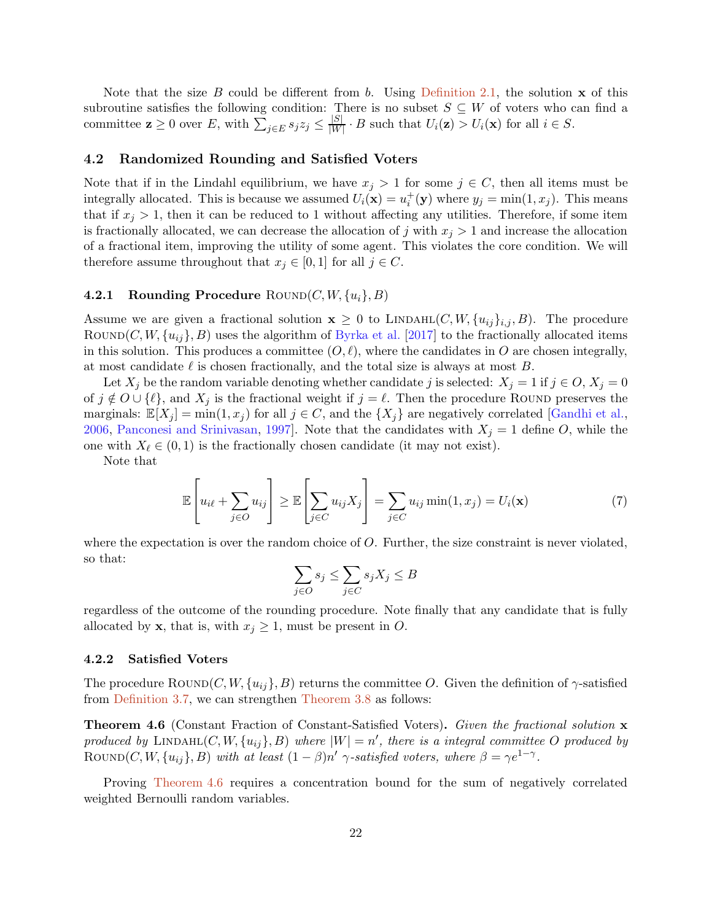Note that the size $B$ could be different from $b$. Using Definition 2.1, the solution $\mathbf{x}$ of this subroutine satisfies the following condition: There is no subset $S \subseteq W$ of voters who can find a committee $\mathbf{z} \geq 0$ over $E$, with $\sum_{j \in E} s_j z_j \leq \frac{|S|}{|W|} \cdot B$ such that $U_i(\mathbf{z}) > U_i(\mathbf{x})$ for all $i \in S$.

## 4.2 Randomized Rounding and Satisfied Voters

Note that if in the Lindahl equilibrium, we have $x_j > 1$ for some $j \in C$, then all items must be integrally allocated. This is because we assumed $U_i(\mathbf{x}) = u_i^+(\mathbf{y})$ where $y_j = \min(1, x_j)$. This means that if $x_j > 1$, then it can be reduced to 1 without affecting any utilities. Therefore, if some item is fractionally allocated, we can decrease the allocation of $j$ with $x_j > 1$ and increase the allocation of a fractional item, improving the utility of some agent. This violates the core condition. We will therefore assume throughout that $x_j \in [0, 1]$ for all $j \in C$.

### 4.2.1 Rounding Procedure Round$(C, W, \{u_i\}, B)$

Assume we are given a fractional solution $\mathbf{x} \geq 0$ to Lindahl$(C, W, \{u_{ij}\}_{i,j}, B)$. The procedure Round$(C, W, \{u_{ij}\}, B)$ uses the algorithm of Byrka et al. [2017] to the fractionally allocated items in this solution. This produces a committee $(O, \ell)$, where the candidates in $O$ are chosen integrally, at most candidate $\ell$ is chosen fractionally, and the total size is always at most $B$.

Let $X_j$ be the random variable denoting whether candidate $j$ is selected: $X_j = 1$ if $j \in O$, $X_j = 0$ of $j \notin O \cup \{\ell\}$, and $X_j$ is the fractional weight if $j = \ell$. Then the procedure Round preserves the marginals: $\mathbb{E}[X_j] = \min(1, x_j)$ for all $j \in C$, and the $\{X_j\}$ are negatively correlated [Gandhi et al., 2006, Panconesi and Srinivasan, 1997]. Note that the candidates with $X_j = 1$ define $O$, while the one with $X_\ell \in (0, 1)$ is the fractionally chosen candidate (it may not exist).

Note that

$$\mathbb{E}\left[u_{i\ell} + \sum_{j \in O} u_{ij}\right] \geq \mathbb{E}\left[\sum_{j \in C} u_{ij} X_j\right] = \sum_{j \in C} u_{ij} \min(1, x_j) = U_i(\mathbf{x}) \tag{7}$$

where the expectation is over the random choice of $O$. Further, the size constraint is never violated, so that:

$$\sum_{j \in O} s_j \leq \sum_{j \in C} s_j X_j \leq B$$

regardless of the outcome of the rounding procedure. Note finally that any candidate that is fully allocated by $\mathbf{x}$, that is, with $x_j \geq 1$, must be present in $O$.

### 4.2.2 Satisfied Voters

The procedure Round$(C, W, \{u_{ij}\}, B)$ returns the committee $O$. Given the definition of $\gamma$-satisfied from Definition 3.7, we can strengthen Theorem 3.8 as follows:

**Theorem 4.6** (Constant Fraction of Constant-Satisfied Voters)**.** *Given the fractional solution $\mathbf{x}$ produced by Lindahl$(C, W, \{u_{ij}\}, B)$ where $|W| = n'$, there is an integral committee $O$ produced by Round$(C, W, \{u_{ij}\}, B)$ with at least $(1 - \beta)n'$ $\gamma$-satisfied voters, where $\beta = \gamma e^{1-\gamma}$.*

Proving Theorem 4.6 requires a concentration bound for the sum of negatively correlated weighted Bernoulli random variables.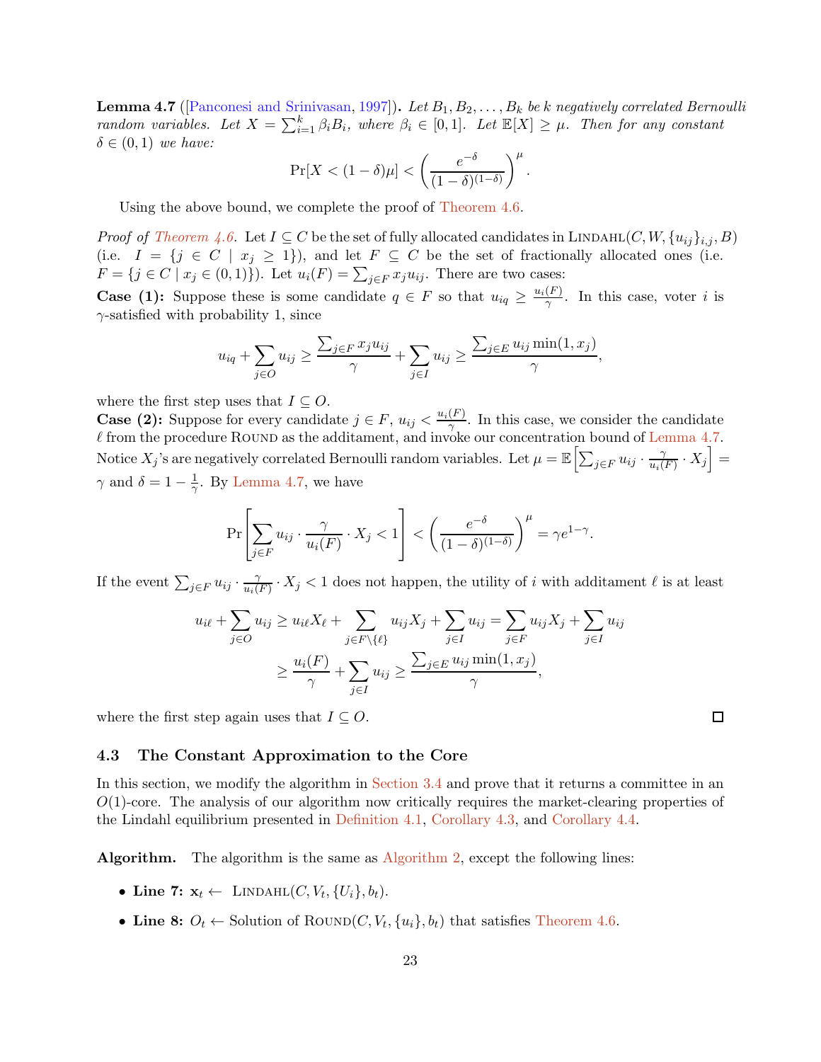**Lemma 4.7** ([Panconesi and Srinivasan, 1997]). *Let $B_1, B_2, \ldots, B_k$ be $k$ negatively correlated Bernoulli random variables. Let $X = \sum_{i=1}^{k} \beta_i B_i$, where $\beta_i \in [0,1]$. Let $\mathbb{E}[X] \geq \mu$. Then for any constant $\delta \in (0,1)$ we have:*

$$\Pr[X < (1-\delta)\mu] < \left(\frac{e^{-\delta}}{(1-\delta)^{(1-\delta)}}\right)^{\mu}.$$

Using the above bound, we complete the proof of Theorem 4.6.

*Proof of Theorem 4.6.* Let $I \subseteq C$ be the set of fully allocated candidates in $\textsc{Lindahl}(C, W, \{u_{ij}\}_{i,j}, B)$ (i.e. $I = \{j \in C \mid x_j \geq 1\}$), and let $F \subseteq C$ be the set of fractionally allocated ones (i.e. $F = \{j \in C \mid x_j \in (0,1)\}$). Let $u_i(F) = \sum_{j \in F} x_j u_{ij}$. There are two cases:

**Case (1):** Suppose these is some candidate $q \in F$ so that $u_{iq} \geq \frac{u_i(F)}{\gamma}$. In this case, voter $i$ is $\gamma$-satisfied with probability 1, since

$$u_{iq} + \sum_{j \in O} u_{ij} \geq \frac{\sum_{j \in F} x_j u_{ij}}{\gamma} + \sum_{j \in I} u_{ij} \geq \frac{\sum_{j \in E} u_{ij} \min(1, x_j)}{\gamma},$$

where the first step uses that $I \subseteq O$.

**Case (2):** Suppose for every candidate $j \in F$, $u_{ij} < \frac{u_i(F)}{\gamma}$. In this case, we consider the candidate $\ell$ from the procedure $\textsc{Round}$ as the additament, and invoke our concentration bound of Lemma 4.7. Notice $X_j$'s are negatively correlated Bernoulli random variables. Let $\mu = \mathbb{E}\left[\sum_{j \in F} u_{ij} \cdot \frac{\gamma}{u_i(F)} \cdot X_j\right] = \gamma$ and $\delta = 1 - \frac{1}{\gamma}$. By Lemma 4.7, we have

$$\Pr\left[\sum_{j \in F} u_{ij} \cdot \frac{\gamma}{u_i(F)} \cdot X_j < 1\right] < \left(\frac{e^{-\delta}}{(1-\delta)^{(1-\delta)}}\right)^{\mu} = \gamma e^{1-\gamma}.$$

If the event $\sum_{j \in F} u_{ij} \cdot \frac{\gamma}{u_i(F)} \cdot X_j < 1$ does not happen, the utility of $i$ with additament $\ell$ is at least

$$\begin{aligned}
u_{i\ell} + \sum_{j \in O} u_{ij} &\geq u_{i\ell} X_\ell + \sum_{j \in F \setminus \{\ell\}} u_{ij} X_j + \sum_{j \in I} u_{ij} = \sum_{j \in F} u_{ij} X_j + \sum_{j \in I} u_{ij} \\
&\geq \frac{u_i(F)}{\gamma} + \sum_{j \in I} u_{ij} \geq \frac{\sum_{j \in E} u_{ij} \min(1, x_j)}{\gamma},
\end{aligned}$$

where the first step again uses that $I \subseteq O$. ∎

### 4.3 The Constant Approximation to the Core

In this section, we modify the algorithm in Section 3.4 and prove that it returns a committee in an $O(1)$-core. The analysis of our algorithm now critically requires the market-clearing properties of the Lindahl equilibrium presented in Definition 4.1, Corollary 4.3, and Corollary 4.4.

**Algorithm.** The algorithm is the same as Algorithm 2, except the following lines:

- **Line 7:** $\mathbf{x}_t \leftarrow \textsc{Lindahl}(C, V_t, \{U_i\}, b_t)$.
- **Line 8:** $O_t \leftarrow$ Solution of $\textsc{Round}(C, V_t, \{u_i\}, b_t)$ that satisfies Theorem 4.6.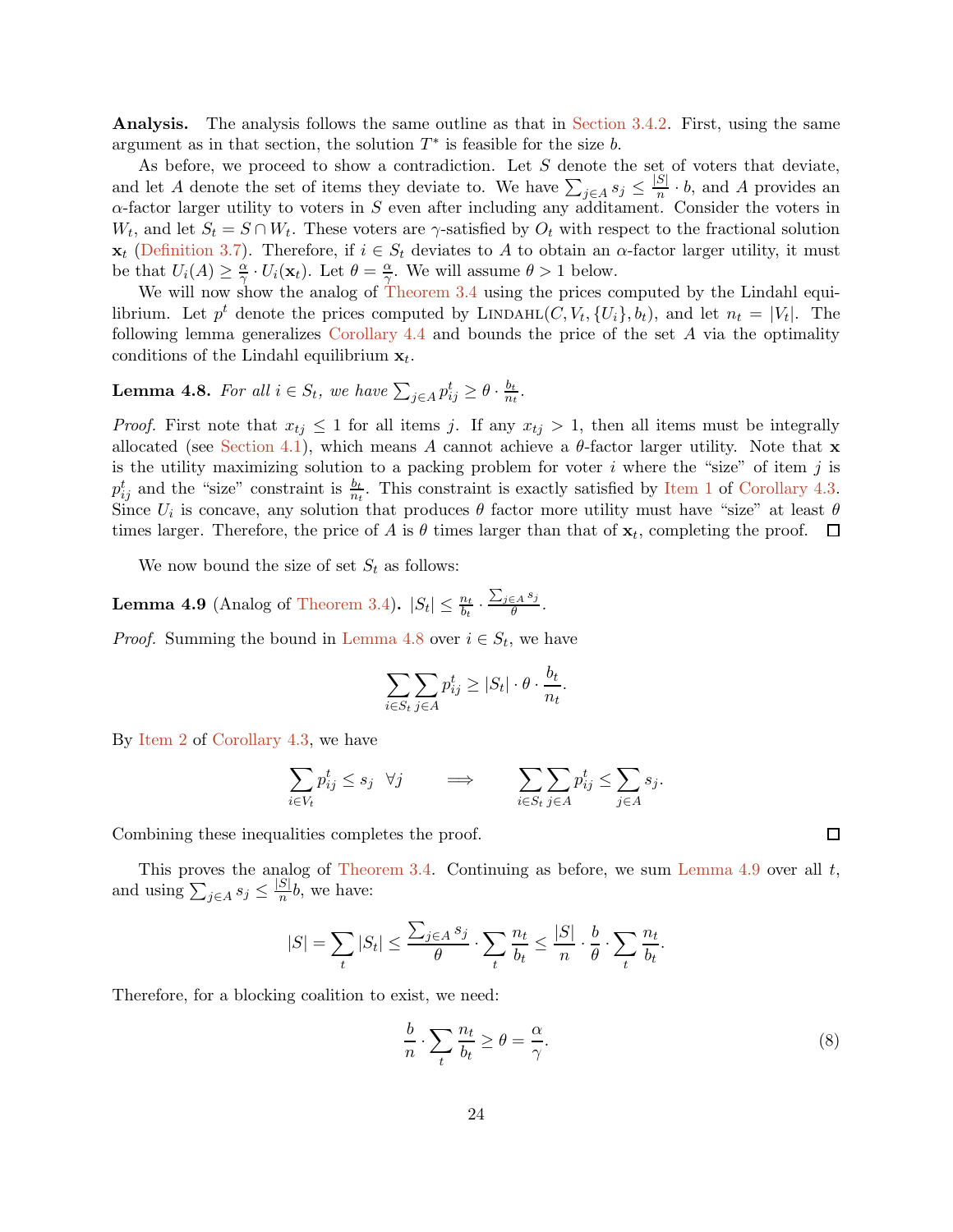**Analysis.** The analysis follows the same outline as that in Section 3.4.2. First, using the same argument as in that section, the solution $T^*$ is feasible for the size $b$.

As before, we proceed to show a contradiction. Let $S$ denote the set of voters that deviate, and let $A$ denote the set of items they deviate to. We have $\sum_{j \in A} s_j \leq \frac{|S|}{n} \cdot b$, and $A$ provides an $\alpha$-factor larger utility to voters in $S$ even after including any additament. Consider the voters in $W_t$, and let $S_t = S \cap W_t$. These voters are $\gamma$-satisfied by $O_t$ with respect to the fractional solution $\mathbf{x}_t$ (Definition 3.7). Therefore, if $i \in S_t$ deviates to $A$ to obtain an $\alpha$-factor larger utility, it must be that $U_i(A) \geq \frac{\alpha}{\gamma} \cdot U_i(\mathbf{x}_t)$. Let $\theta = \frac{\alpha}{\gamma}$. We will assume $\theta > 1$ below.

We will now show the analog of Theorem 3.4 using the prices computed by the Lindahl equilibrium. Let $p^t$ denote the prices computed by $\textsc{Lindahl}(C, V_t, \{U_i\}, b_t)$, and let $n_t = |V_t|$. The following lemma generalizes Corollary 4.4 and bounds the price of the set $A$ via the optimality conditions of the Lindahl equilibrium $\mathbf{x}_t$.

**Lemma 4.8.** *For all $i \in S_t$, we have $\sum_{j \in A} p^t_{ij} \geq \theta \cdot \frac{b_t}{n_t}$.*

*Proof.* First note that $x_{tj} \leq 1$ for all items $j$. If any $x_{tj} > 1$, then all items must be integrally allocated (see Section 4.1), which means $A$ cannot achieve a $\theta$-factor larger utility. Note that $\mathbf{x}$ is the utility maximizing solution to a packing problem for voter $i$ where the "size" of item $j$ is $p^t_{ij}$ and the "size" constraint is $\frac{b_t}{n_t}$. This constraint is exactly satisfied by Item 1 of Corollary 4.3. Since $U_i$ is concave, any solution that produces $\theta$ factor more utility must have "size" at least $\theta$ times larger. Therefore, the price of $A$ is $\theta$ times larger than that of $\mathbf{x}_t$, completing the proof. ◻

We now bound the size of set $S_t$ as follows:

**Lemma 4.9** (Analog of Theorem 3.4)**.** $|S_t| \leq \frac{n_t}{b_t} \cdot \frac{\sum_{j \in A} s_j}{\theta}$.

*Proof.* Summing the bound in Lemma 4.8 over $i \in S_t$, we have

$$\sum_{i \in S_t} \sum_{j \in A} p^t_{ij} \geq |S_t| \cdot \theta \cdot \frac{b_t}{n_t}.$$

By Item 2 of Corollary 4.3, we have

$$\sum_{i \in V_t} p^t_{ij} \leq s_j \quad \forall j \qquad \Longrightarrow \qquad \sum_{i \in S_t} \sum_{j \in A} p^t_{ij} \leq \sum_{j \in A} s_j.$$

Combining these inequalities completes the proof. ◻

This proves the analog of Theorem 3.4. Continuing as before, we sum Lemma 4.9 over all $t$, and using $\sum_{j \in A} s_j \leq \frac{|S|}{n} b$, we have:

$$|S| = \sum_t |S_t| \leq \frac{\sum_{j \in A} s_j}{\theta} \cdot \sum_t \frac{n_t}{b_t} \leq \frac{|S|}{n} \cdot \frac{b}{\theta} \cdot \sum_t \frac{n_t}{b_t}.$$

Therefore, for a blocking coalition to exist, we need:

$$\frac{b}{n} \cdot \sum_t \frac{n_t}{b_t} \geq \theta = \frac{\alpha}{\gamma}. \tag{8}$$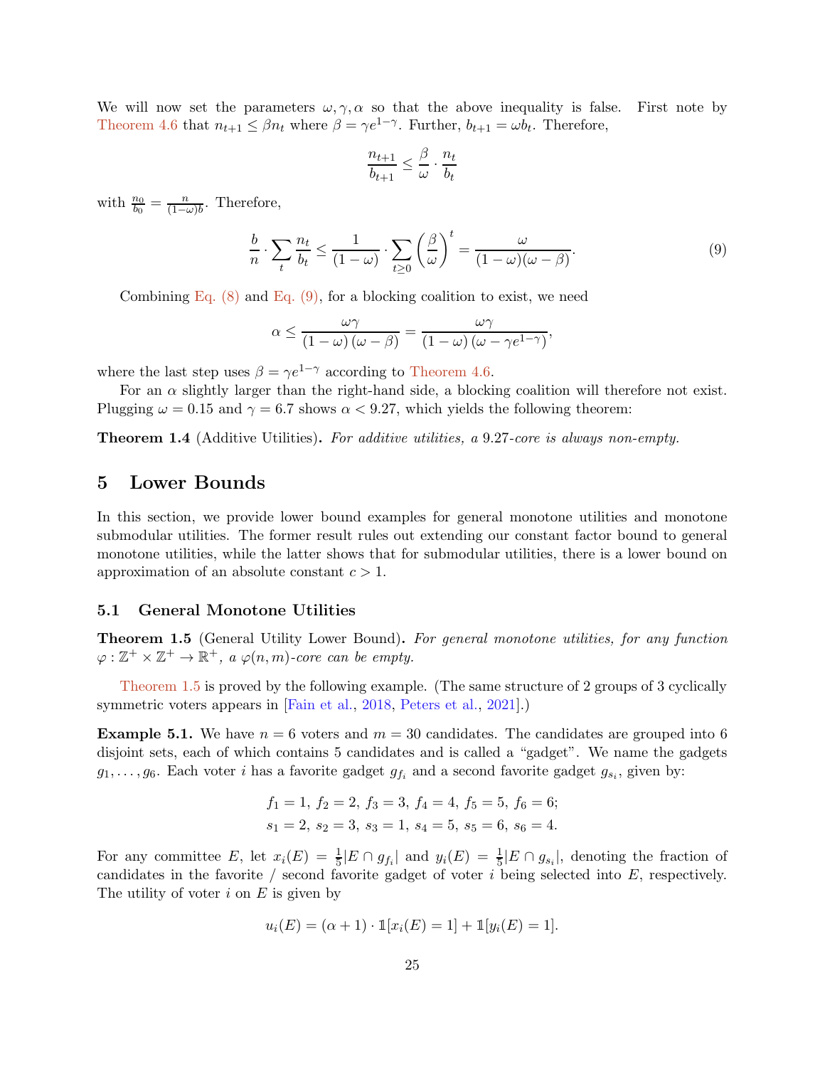We will now set the parameters $\omega, \gamma, \alpha$ so that the above inequality is false. First note by Theorem 4.6 that $n_{t+1} \le \beta n_t$ where $\beta = \gamma e^{1-\gamma}$. Further, $b_{t+1} = \omega b_t$. Therefore,

$$\frac{n_{t+1}}{b_{t+1}} \le \frac{\beta}{\omega} \cdot \frac{n_t}{b_t}$$

with $\frac{n_0}{b_0} = \frac{n}{(1-\omega)b}$. Therefore,

$$\frac{b}{n} \cdot \sum_t \frac{n_t}{b_t} \le \frac{1}{(1-\omega)} \cdot \sum_{t \ge 0} \left(\frac{\beta}{\omega}\right)^t = \frac{\omega}{(1-\omega)(\omega - \beta)}. \tag{9}$$

Combining Eq. (8) and Eq. (9), for a blocking coalition to exist, we need

$$\alpha \le \frac{\omega\gamma}{(1-\omega)(\omega-\beta)} = \frac{\omega\gamma}{(1-\omega)(\omega - \gamma e^{1-\gamma})},$$

where the last step uses $\beta = \gamma e^{1-\gamma}$ according to Theorem 4.6.

For an $\alpha$ slightly larger than the right-hand side, a blocking coalition will therefore not exist. Plugging $\omega = 0.15$ and $\gamma = 6.7$ shows $\alpha < 9.27$, which yields the following theorem:

**Theorem 1.4** (Additive Utilities)**.** *For additive utilities, a* 9.27*-core is always non-empty.*

## 5 Lower Bounds

In this section, we provide lower bound examples for general monotone utilities and monotone submodular utilities. The former result rules out extending our constant factor bound to general monotone utilities, while the latter shows that for submodular utilities, there is a lower bound on approximation of an absolute constant $c > 1$.

### 5.1 General Monotone Utilities

**Theorem 1.5** (General Utility Lower Bound)**.** *For general monotone utilities, for any function* $\varphi : \mathbb{Z}^+ \times \mathbb{Z}^+ \to \mathbb{R}^+$*, a* $\varphi(n, m)$*-core can be empty.*

Theorem 1.5 is proved by the following example. (The same structure of 2 groups of 3 cyclically symmetric voters appears in [Fain et al., 2018, Peters et al., 2021].)

**Example 5.1.** We have $n = 6$ voters and $m = 30$ candidates. The candidates are grouped into 6 disjoint sets, each of which contains 5 candidates and is called a "gadget". We name the gadgets $g_1, \ldots, g_6$. Each voter $i$ has a favorite gadget $g_{f_i}$ and a second favorite gadget $g_{s_i}$, given by:

$$f_1 = 1,\ f_2 = 2,\ f_3 = 3,\ f_4 = 4,\ f_5 = 5,\ f_6 = 6;$$
$$s_1 = 2,\ s_2 = 3,\ s_3 = 1,\ s_4 = 5,\ s_5 = 6,\ s_6 = 4.$$

For any committee $E$, let $x_i(E) = \frac{1}{5}|E \cap g_{f_i}|$ and $y_i(E) = \frac{1}{5}|E \cap g_{s_i}|$, denoting the fraction of candidates in the favorite / second favorite gadget of voter $i$ being selected into $E$, respectively. The utility of voter $i$ on $E$ is given by

$$u_i(E) = (\alpha + 1) \cdot \mathbb{1}[x_i(E) = 1] + \mathbb{1}[y_i(E) = 1].$$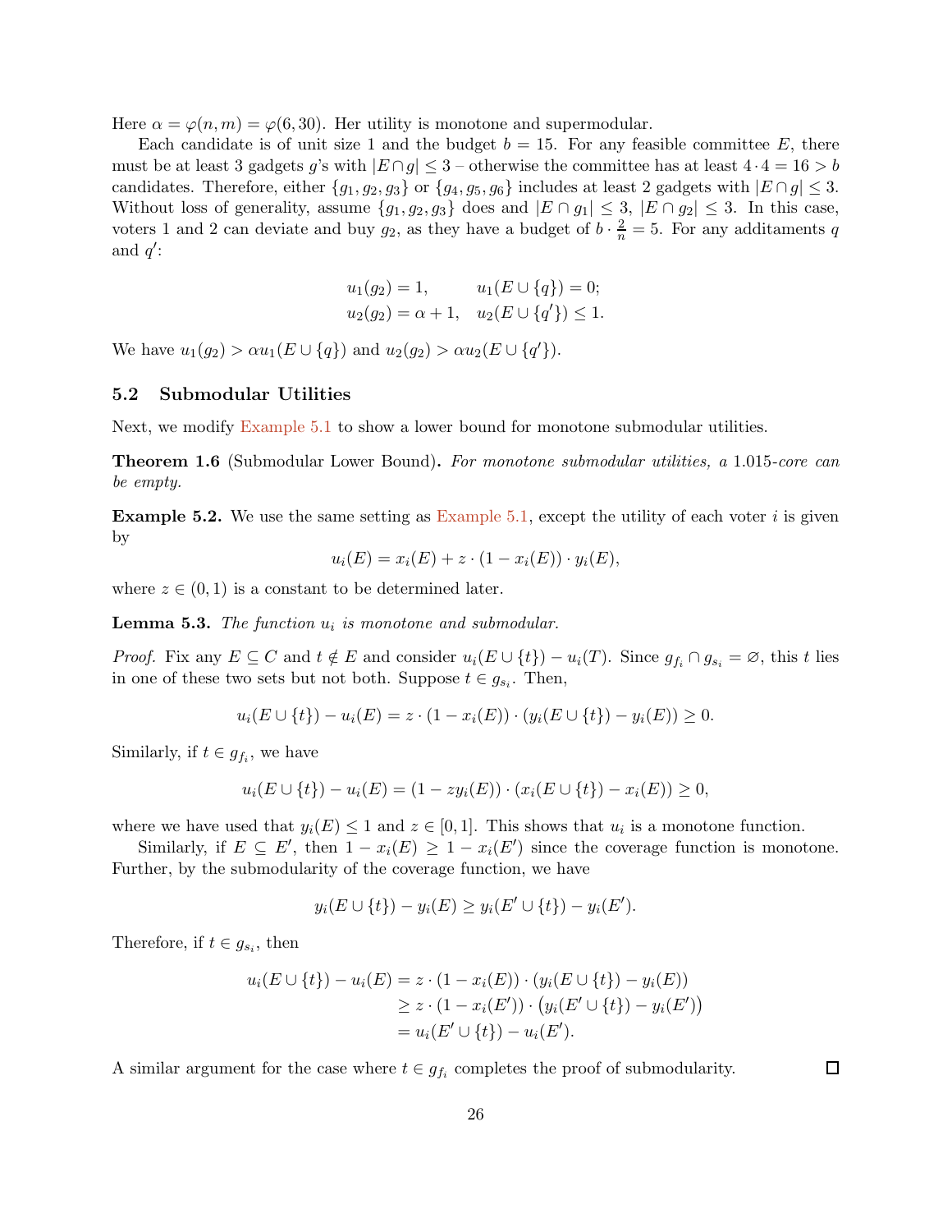Here $\alpha = \varphi(n, m) = \varphi(6, 30)$. Her utility is monotone and supermodular.

Each candidate is of unit size 1 and the budget $b = 15$. For any feasible committee $E$, there must be at least 3 gadgets $g$'s with $|E \cap g| \leq 3$ – otherwise the committee has at least $4 \cdot 4 = 16 > b$ candidates. Therefore, either $\{g_1, g_2, g_3\}$ or $\{g_4, g_5, g_6\}$ includes at least 2 gadgets with $|E \cap g| \leq 3$. Without loss of generality, assume $\{g_1, g_2, g_3\}$ does and $|E \cap g_1| \leq 3$, $|E \cap g_2| \leq 3$. In this case, voters 1 and 2 can deviate and buy $g_2$, as they have a budget of $b \cdot \frac{2}{n} = 5$. For any additaments $q$ and $q'$:

$$
\begin{aligned}
u_1(g_2) &= 1, & u_1(E \cup \{q\}) &= 0; \\
u_2(g_2) &= \alpha + 1, & u_2(E \cup \{q'\}) &\leq 1.
\end{aligned}
$$

We have $u_1(g_2) > \alpha u_1(E \cup \{q\})$ and $u_2(g_2) > \alpha u_2(E \cup \{q'\})$.

## 5.2 Submodular Utilities

Next, we modify Example 5.1 to show a lower bound for monotone submodular utilities.

**Theorem 1.6** (Submodular Lower Bound)**.** *For monotone submodular utilities, a* 1.015*-core can be empty.*

**Example 5.2.** We use the same setting as Example 5.1, except the utility of each voter $i$ is given by

$$
u_i(E) = x_i(E) + z \cdot (1 - x_i(E)) \cdot y_i(E),
$$

where $z \in (0, 1)$ is a constant to be determined later.

**Lemma 5.3.** *The function* $u_i$ *is monotone and submodular.*

*Proof.* Fix any $E \subseteq C$ and $t \notin E$ and consider $u_i(E \cup \{t\}) - u_i(T)$. Since $g_{f_i} \cap g_{s_i} = \varnothing$, this $t$ lies in one of these two sets but not both. Suppose $t \in g_{s_i}$. Then,

$$
u_i(E \cup \{t\}) - u_i(E) = z \cdot (1 - x_i(E)) \cdot (y_i(E \cup \{t\}) - y_i(E)) \geq 0.
$$

Similarly, if $t \in g_{f_i}$, we have

$$
u_i(E \cup \{t\}) - u_i(E) = (1 - z y_i(E)) \cdot (x_i(E \cup \{t\}) - x_i(E)) \geq 0,
$$

where we have used that $y_i(E) \leq 1$ and $z \in [0, 1]$. This shows that $u_i$ is a monotone function.

Similarly, if $E \subseteq E'$, then $1 - x_i(E) \geq 1 - x_i(E')$ since the coverage function is monotone. Further, by the submodularity of the coverage function, we have

$$
y_i(E \cup \{t\}) - y_i(E) \geq y_i(E' \cup \{t\}) - y_i(E').
$$

Therefore, if $t \in g_{s_i}$, then

$$
\begin{aligned}
u_i(E \cup \{t\}) - u_i(E) &= z \cdot (1 - x_i(E)) \cdot (y_i(E \cup \{t\}) - y_i(E)) \\
&\geq z \cdot (1 - x_i(E')) \cdot \big(y_i(E' \cup \{t\}) - y_i(E')\big) \\
&= u_i(E' \cup \{t\}) - u_i(E').
\end{aligned}
$$

A similar argument for the case where $t \in g_{f_i}$ completes the proof of submodularity. $\square$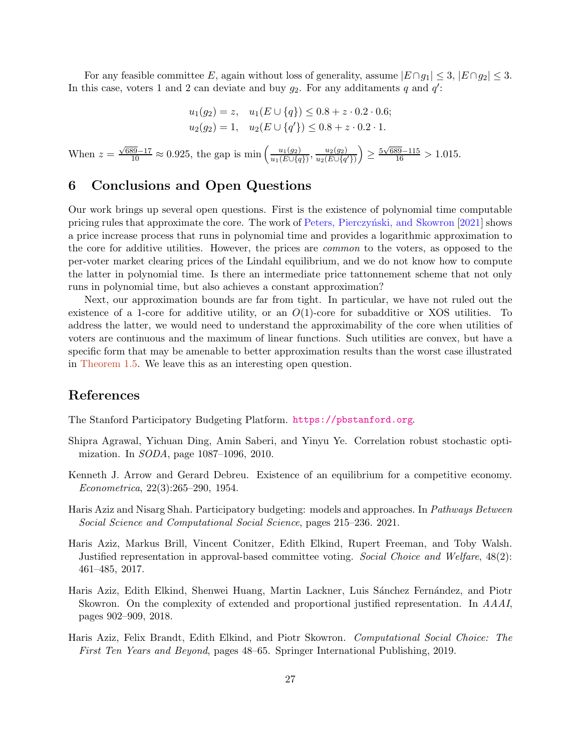For any feasible committee $E$, again without loss of generality, assume $|E \cap g_1| \leq 3$, $|E \cap g_2| \leq 3$. In this case, voters 1 and 2 can deviate and buy $g_2$. For any additaments $q$ and $q'$:

$$u_1(g_2) = z, \quad u_1(E \cup \{q\}) \leq 0.8 + z \cdot 0.2 \cdot 0.6;$$
$$u_2(g_2) = 1, \quad u_2(E \cup \{q'\}) \leq 0.8 + z \cdot 0.2 \cdot 1.$$

When $z = \frac{\sqrt{689}-17}{10} \approx 0.925$, the gap is $\min\left(\frac{u_1(g_2)}{u_1(E \cup \{q\})}, \frac{u_2(g_2)}{u_2(E \cup \{q'\})}\right) \geq \frac{5\sqrt{689}-115}{16} > 1.015$.

## 6 Conclusions and Open Questions

Our work brings up several open questions. First is the existence of polynomial time computable pricing rules that approximate the core. The work of Peters, Pierczyński, and Skowron [2021] shows a price increase process that runs in polynomial time and provides a logarithmic approximation to the core for additive utilities. However, the prices are *common* to the voters, as opposed to the per-voter market clearing prices of the Lindahl equilibrium, and we do not know how to compute the latter in polynomial time. Is there an intermediate price tattonnement scheme that not only runs in polynomial time, but also achieves a constant approximation?

Next, our approximation bounds are far from tight. In particular, we have not ruled out the existence of a 1-core for additive utility, or an $O(1)$-core for subadditive or XOS utilities. To address the latter, we would need to understand the approximability of the core when utilities of voters are continuous and the maximum of linear functions. Such utilities are convex, but have a specific form that may be amenable to better approximation results than the worst case illustrated in Theorem 1.5. We leave this as an interesting open question.

## References

The Stanford Participatory Budgeting Platform. https://pbstanford.org.

Shipra Agrawal, Yichuan Ding, Amin Saberi, and Yinyu Ye. Correlation robust stochastic optimization. In *SODA*, page 1087–1096, 2010.

Kenneth J. Arrow and Gerard Debreu. Existence of an equilibrium for a competitive economy. *Econometrica*, 22(3):265–290, 1954.

Haris Aziz and Nisarg Shah. Participatory budgeting: models and approaches. In *Pathways Between Social Science and Computational Social Science*, pages 215–236. 2021.

Haris Aziz, Markus Brill, Vincent Conitzer, Edith Elkind, Rupert Freeman, and Toby Walsh. Justified representation in approval-based committee voting. *Social Choice and Welfare*, 48(2): 461–485, 2017.

Haris Aziz, Edith Elkind, Shenwei Huang, Martin Lackner, Luis Sánchez Fernández, and Piotr Skowron. On the complexity of extended and proportional justified representation. In *AAAI*, pages 902–909, 2018.

Haris Aziz, Felix Brandt, Edith Elkind, and Piotr Skowron. *Computational Social Choice: The First Ten Years and Beyond*, pages 48–65. Springer International Publishing, 2019.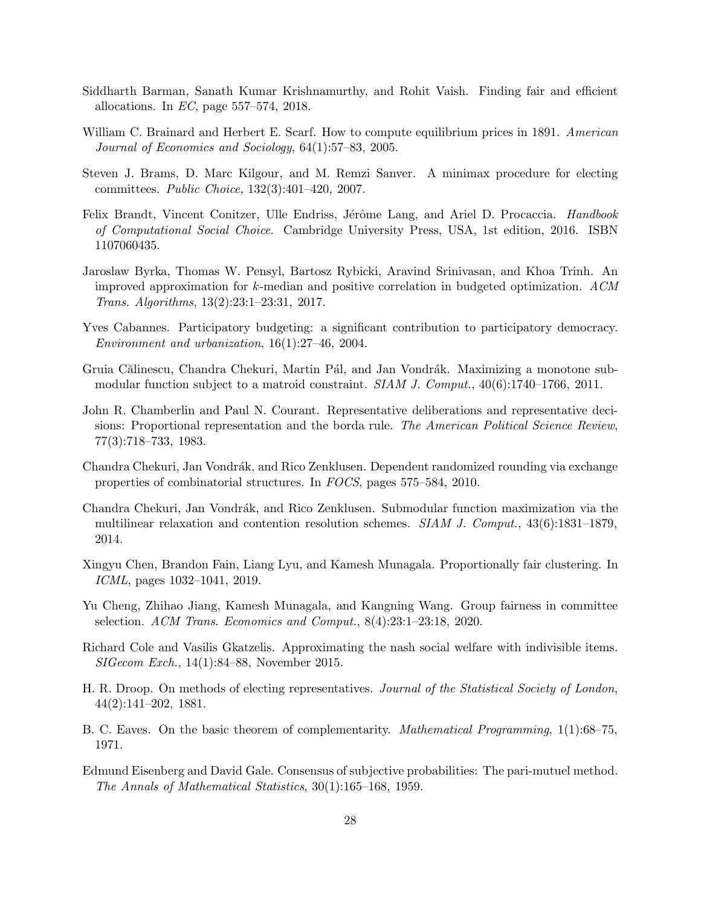Siddharth Barman, Sanath Kumar Krishnamurthy, and Rohit Vaish. Finding fair and efficient allocations. In *EC*, page 557–574, 2018.

William C. Brainard and Herbert E. Scarf. How to compute equilibrium prices in 1891. *American Journal of Economics and Sociology*, 64(1):57–83, 2005.

Steven J. Brams, D. Marc Kilgour, and M. Remzi Sanver. A minimax procedure for electing committees. *Public Choice*, 132(3):401–420, 2007.

Felix Brandt, Vincent Conitzer, Ulle Endriss, Jérôme Lang, and Ariel D. Procaccia. *Handbook of Computational Social Choice*. Cambridge University Press, USA, 1st edition, 2016. ISBN 1107060435.

Jaroslaw Byrka, Thomas W. Pensyl, Bartosz Rybicki, Aravind Srinivasan, and Khoa Trinh. An improved approximation for $k$-median and positive correlation in budgeted optimization. *ACM Trans. Algorithms*, 13(2):23:1–23:31, 2017.

Yves Cabannes. Participatory budgeting: a significant contribution to participatory democracy. *Environment and urbanization*, 16(1):27–46, 2004.

Gruia Călinescu, Chandra Chekuri, Martin Pál, and Jan Vondrák. Maximizing a monotone submodular function subject to a matroid constraint. *SIAM J. Comput.*, 40(6):1740–1766, 2011.

John R. Chamberlin and Paul N. Courant. Representative deliberations and representative decisions: Proportional representation and the borda rule. *The American Political Science Review*, 77(3):718–733, 1983.

Chandra Chekuri, Jan Vondrák, and Rico Zenklusen. Dependent randomized rounding via exchange properties of combinatorial structures. In *FOCS*, pages 575–584, 2010.

Chandra Chekuri, Jan Vondrák, and Rico Zenklusen. Submodular function maximization via the multilinear relaxation and contention resolution schemes. *SIAM J. Comput.*, 43(6):1831–1879, 2014.

Xingyu Chen, Brandon Fain, Liang Lyu, and Kamesh Munagala. Proportionally fair clustering. In *ICML*, pages 1032–1041, 2019.

Yu Cheng, Zhihao Jiang, Kamesh Munagala, and Kangning Wang. Group fairness in committee selection. *ACM Trans. Economics and Comput.*, 8(4):23:1–23:18, 2020.

Richard Cole and Vasilis Gkatzelis. Approximating the nash social welfare with indivisible items. *SIGecom Exch.*, 14(1):84–88, November 2015.

H. R. Droop. On methods of electing representatives. *Journal of the Statistical Society of London*, 44(2):141–202, 1881.

B. C. Eaves. On the basic theorem of complementarity. *Mathematical Programming*, 1(1):68–75, 1971.

Edmund Eisenberg and David Gale. Consensus of subjective probabilities: The pari-mutuel method. *The Annals of Mathematical Statistics*, 30(1):165–168, 1959.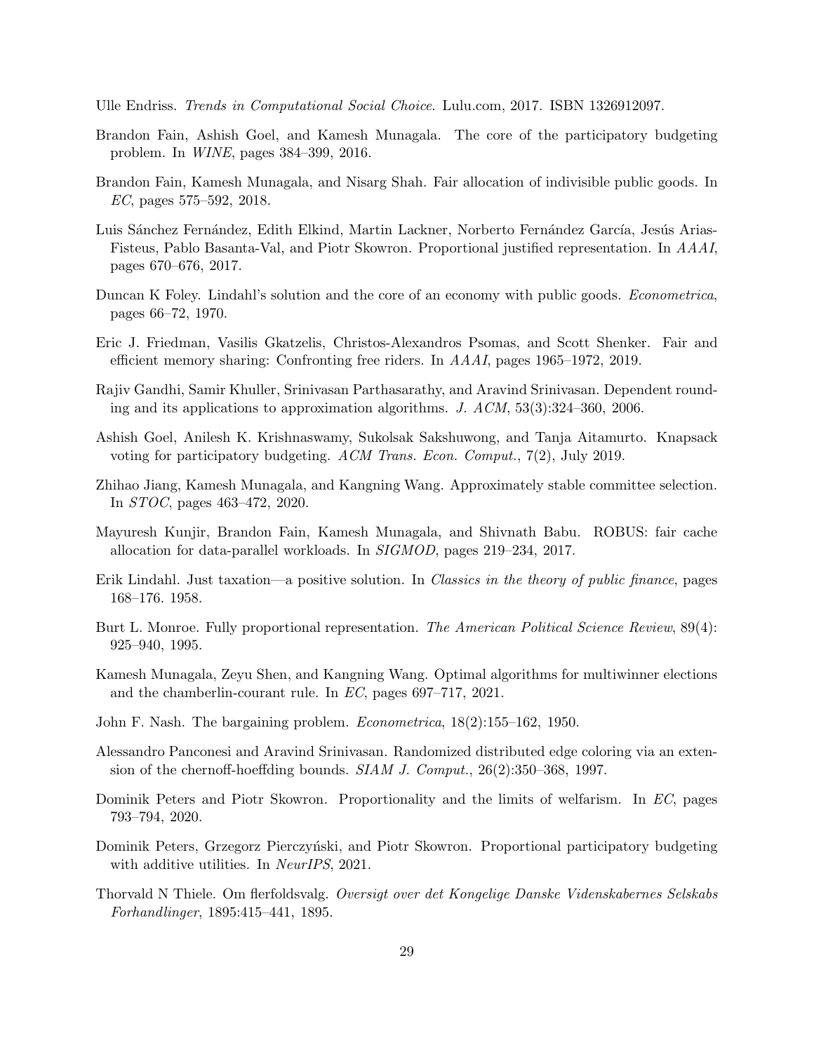Ulle Endriss. *Trends in Computational Social Choice*. Lulu.com, 2017. ISBN 1326912097.

Brandon Fain, Ashish Goel, and Kamesh Munagala. The core of the participatory budgeting problem. In *WINE*, pages 384–399, 2016.

Brandon Fain, Kamesh Munagala, and Nisarg Shah. Fair allocation of indivisible public goods. In *EC*, pages 575–592, 2018.

Luis Sánchez Fernández, Edith Elkind, Martin Lackner, Norberto Fernández García, Jesús Arias-Fisteus, Pablo Basanta-Val, and Piotr Skowron. Proportional justified representation. In *AAAI*, pages 670–676, 2017.

Duncan K Foley. Lindahl's solution and the core of an economy with public goods. *Econometrica*, pages 66–72, 1970.

Eric J. Friedman, Vasilis Gkatzelis, Christos-Alexandros Psomas, and Scott Shenker. Fair and efficient memory sharing: Confronting free riders. In *AAAI*, pages 1965–1972, 2019.

Rajiv Gandhi, Samir Khuller, Srinivasan Parthasarathy, and Aravind Srinivasan. Dependent rounding and its applications to approximation algorithms. *J. ACM*, 53(3):324–360, 2006.

Ashish Goel, Anilesh K. Krishnaswamy, Sukolsak Sakshuwong, and Tanja Aitamurto. Knapsack voting for participatory budgeting. *ACM Trans. Econ. Comput.*, 7(2), July 2019.

Zhihao Jiang, Kamesh Munagala, and Kangning Wang. Approximately stable committee selection. In *STOC*, pages 463–472, 2020.

Mayuresh Kunjir, Brandon Fain, Kamesh Munagala, and Shivnath Babu. ROBUS: fair cache allocation for data-parallel workloads. In *SIGMOD*, pages 219–234, 2017.

Erik Lindahl. Just taxation—a positive solution. In *Classics in the theory of public finance*, pages 168–176. 1958.

Burt L. Monroe. Fully proportional representation. *The American Political Science Review*, 89(4): 925–940, 1995.

Kamesh Munagala, Zeyu Shen, and Kangning Wang. Optimal algorithms for multiwinner elections and the chamberlin-courant rule. In *EC*, pages 697–717, 2021.

John F. Nash. The bargaining problem. *Econometrica*, 18(2):155–162, 1950.

Alessandro Panconesi and Aravind Srinivasan. Randomized distributed edge coloring via an extension of the chernoff-hoeffding bounds. *SIAM J. Comput.*, 26(2):350–368, 1997.

Dominik Peters and Piotr Skowron. Proportionality and the limits of welfarism. In *EC*, pages 793–794, 2020.

Dominik Peters, Grzegorz Pierczyński, and Piotr Skowron. Proportional participatory budgeting with additive utilities. In *NeurIPS*, 2021.

Thorvald N Thiele. Om flerfoldsvalg. *Oversigt over det Kongelige Danske Videnskabernes Selskabs Forhandlinger*, 1895:415–441, 1895.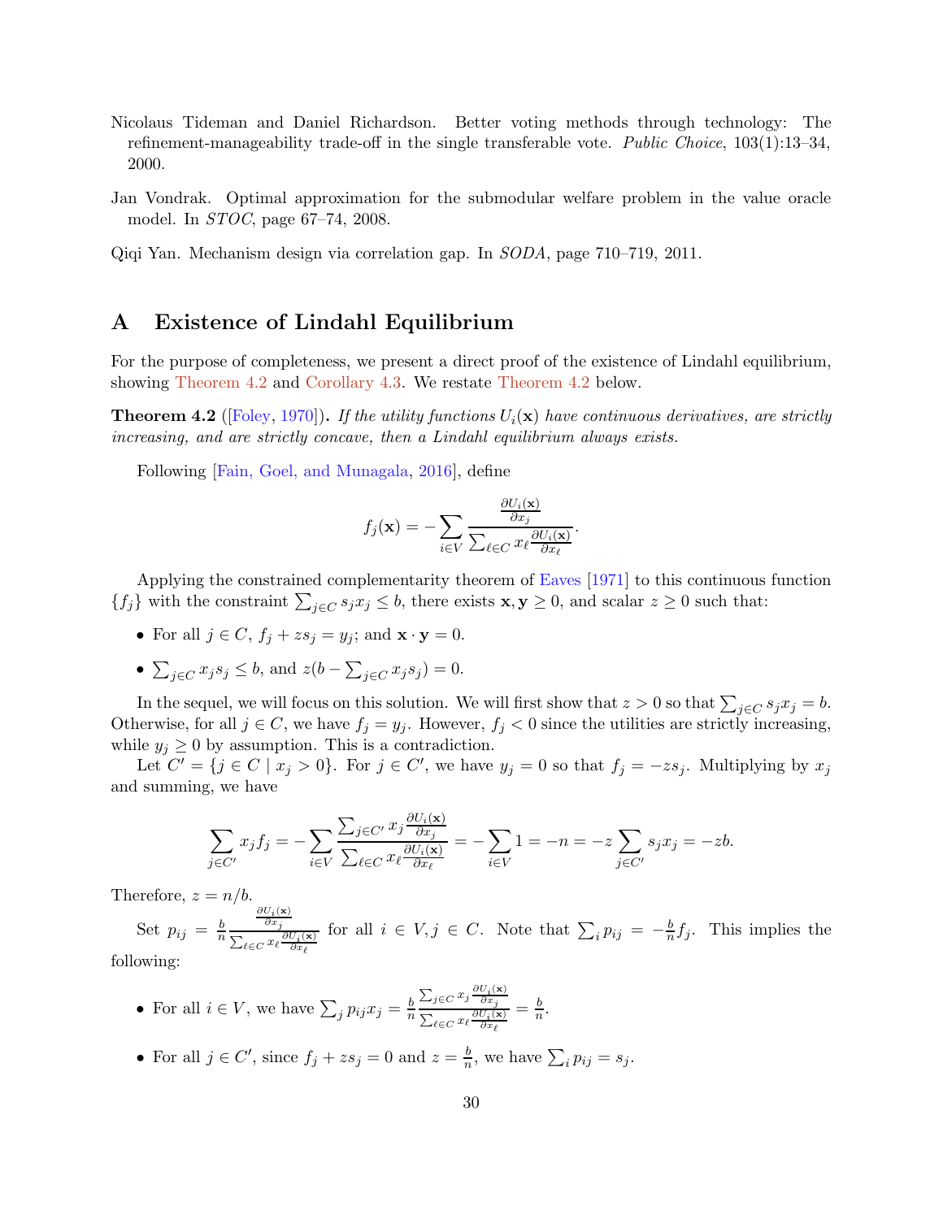Nicolaus Tideman and Daniel Richardson. Better voting methods through technology: The refinement-manageability trade-off in the single transferable vote. *Public Choice*, 103(1):13–34, 2000.

Jan Vondrak. Optimal approximation for the submodular welfare problem in the value oracle model. In *STOC*, page 67–74, 2008.

Qiqi Yan. Mechanism design via correlation gap. In *SODA*, page 710–719, 2011.

# A Existence of Lindahl Equilibrium

For the purpose of completeness, we present a direct proof of the existence of Lindahl equilibrium, showing Theorem 4.2 and Corollary 4.3. We restate Theorem 4.2 below.

**Theorem 4.2** ([Foley, 1970])**.** *If the utility functions $U_i(\mathbf{x})$ have continuous derivatives, are strictly increasing, and are strictly concave, then a Lindahl equilibrium always exists.*

Following [Fain, Goel, and Munagala, 2016], define

$$f_j(\mathbf{x}) = -\sum_{i \in V} \frac{\frac{\partial U_i(\mathbf{x})}{\partial x_j}}{\sum_{\ell \in C} x_\ell \frac{\partial U_i(\mathbf{x})}{\partial x_\ell}}.$$

Applying the constrained complementarity theorem of Eaves [1971] to this continuous function $\{f_j\}$ with the constraint $\sum_{j \in C} s_j x_j \le b$, there exists $\mathbf{x}, \mathbf{y} \ge 0$, and scalar $z \ge 0$ such that:

- For all $j \in C$, $f_j + z s_j = y_j$; and $\mathbf{x} \cdot \mathbf{y} = 0$.
- $\sum_{j \in C} x_j s_j \le b$, and $z(b - \sum_{j \in C} x_j s_j) = 0$.

In the sequel, we will focus on this solution. We will first show that $z > 0$ so that $\sum_{j \in C} s_j x_j = b$. Otherwise, for all $j \in C$, we have $f_j = y_j$. However, $f_j < 0$ since the utilities are strictly increasing, while $y_j \ge 0$ by assumption. This is a contradiction.

Let $C' = \{j \in C \mid x_j > 0\}$. For $j \in C'$, we have $y_j = 0$ so that $f_j = -z s_j$. Multiplying by $x_j$ and summing, we have

$$\sum_{j \in C'} x_j f_j = -\sum_{i \in V} \frac{\sum_{j \in C'} x_j \frac{\partial U_i(\mathbf{x})}{\partial x_j}}{\sum_{\ell \in C} x_\ell \frac{\partial U_i(\mathbf{x})}{\partial x_\ell}} = -\sum_{i \in V} 1 = -n = -z \sum_{j \in C'} s_j x_j = -zb.$$

Therefore, $z = n/b$.

Set $p_{ij} = \frac{b}{n} \frac{\frac{\partial U_i(\mathbf{x})}{\partial x_j}}{\sum_{\ell \in C} x_\ell \frac{\partial U_i(\mathbf{x})}{\partial x_\ell}}$ for all $i \in V, j \in C$. Note that $\sum_i p_{ij} = -\frac{b}{n} f_j$. This implies the following:

- For all $i \in V$, we have $\sum_j p_{ij} x_j = \frac{b}{n} \frac{\sum_{j \in C} x_j \frac{\partial U_i(\mathbf{x})}{\partial x_j}}{\sum_{\ell \in C} x_\ell \frac{\partial U_i(\mathbf{x})}{\partial x_\ell}} = \frac{b}{n}$.
- For all $j \in C'$, since $f_j + z s_j = 0$ and $z = \frac{b}{n}$, we have $\sum_i p_{ij} = s_j$.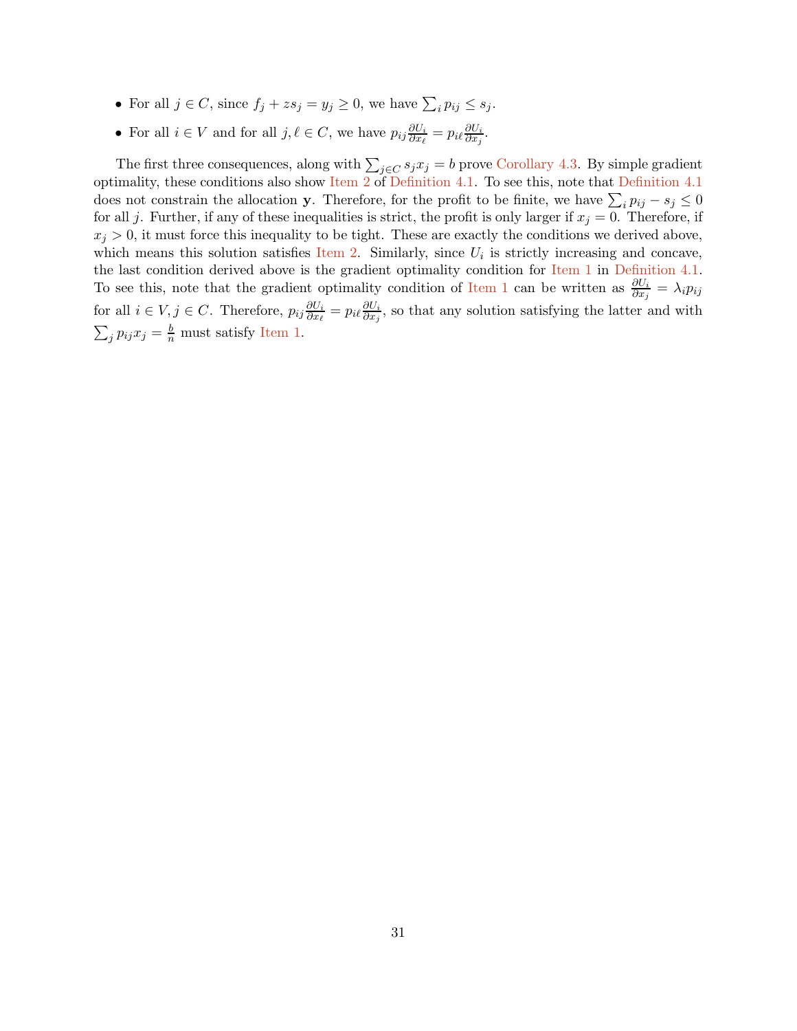- For all $j \in C$, since $f_j + zs_j = y_j \geq 0$, we have $\sum_i p_{ij} \leq s_j$.
- For all $i \in V$ and for all $j, \ell \in C$, we have $p_{ij} \frac{\partial U_i}{\partial x_\ell} = p_{i\ell} \frac{\partial U_i}{\partial x_j}$.

The first three consequences, along with $\sum_{j \in C} s_j x_j = b$ prove Corollary 4.3. By simple gradient optimality, these conditions also show Item 2 of Definition 4.1. To see this, note that Definition 4.1 does not constrain the allocation $\mathbf{y}$. Therefore, for the profit to be finite, we have $\sum_i p_{ij} - s_j \leq 0$ for all $j$. Further, if any of these inequalities is strict, the profit is only larger if $x_j = 0$. Therefore, if $x_j > 0$, it must force this inequality to be tight. These are exactly the conditions we derived above, which means this solution satisfies Item 2. Similarly, since $U_i$ is strictly increasing and concave, the last condition derived above is the gradient optimality condition for Item 1 in Definition 4.1. To see this, note that the gradient optimality condition of Item 1 can be written as $\frac{\partial U_i}{\partial x_j} = \lambda_i p_{ij}$ for all $i \in V, j \in C$. Therefore, $p_{ij} \frac{\partial U_i}{\partial x_\ell} = p_{i\ell} \frac{\partial U_i}{\partial x_j}$, so that any solution satisfying the latter and with $\sum_j p_{ij} x_j = \frac{b}{n}$ must satisfy Item 1.